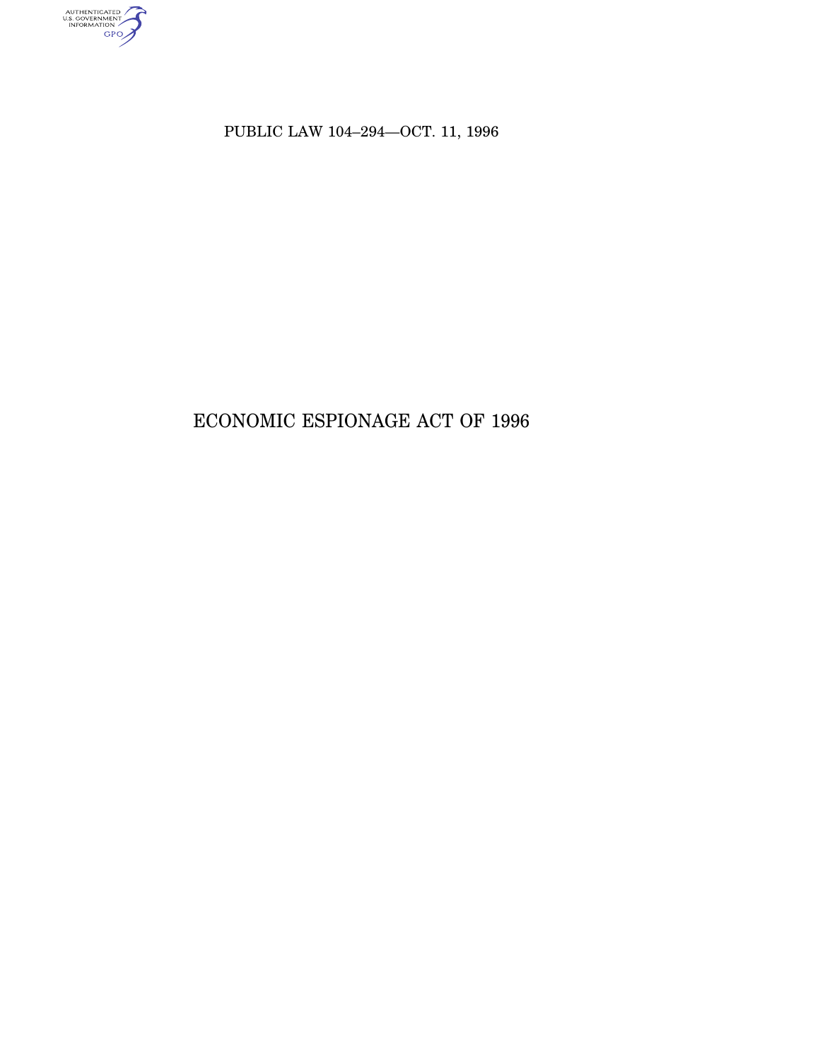PUBLIC LAW 104–294—OCT. 11, 1996

# ECONOMIC ESPIONAGE ACT OF 1996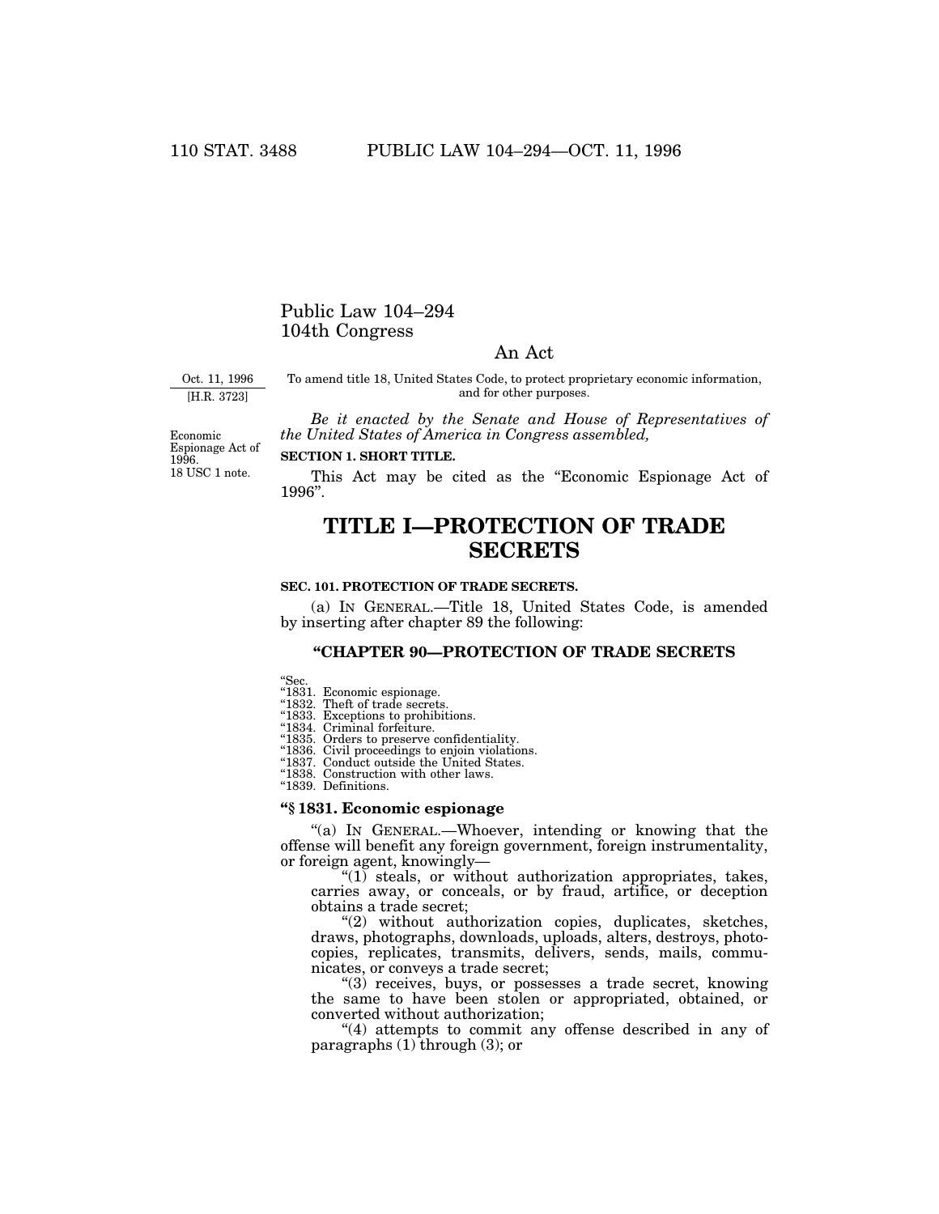# Public Law 104–294
# 104th Congress

## An Act

Oct. 11, 1996
[H.R. 3723]

To amend title 18, United States Code, to protect proprietary economic information, and for other purposes.

*Be it enacted by the Senate and House of Representatives of the United States of America in Congress assembled,*

Economic Espionage Act of 1996.
18 USC 1 note.

**SECTION 1. SHORT TITLE.**

This Act may be cited as the "Economic Espionage Act of 1996".

# TITLE I—PROTECTION OF TRADE SECRETS

**SEC. 101. PROTECTION OF TRADE SECRETS.**

(a) IN GENERAL.—Title 18, United States Code, is amended by inserting after chapter 89 the following:

### "CHAPTER 90—PROTECTION OF TRADE SECRETS

"Sec.
"1831. Economic espionage.
"1832. Theft of trade secrets.
"1833. Exceptions to prohibitions.
"1834. Criminal forfeiture.
"1835. Orders to preserve confidentiality.
"1836. Civil proceedings to enjoin violations.
"1837. Conduct outside the United States.
"1838. Construction with other laws.
"1839. Definitions.

**"§ 1831. Economic espionage**

"(a) IN GENERAL.—Whoever, intending or knowing that the offense will benefit any foreign government, foreign instrumentality, or foreign agent, knowingly—

"(1) steals, or without authorization appropriates, takes, carries away, or conceals, or by fraud, artifice, or deception obtains a trade secret;

"(2) without authorization copies, duplicates, sketches, draws, photographs, downloads, uploads, alters, destroys, photocopies, replicates, transmits, delivers, sends, mails, communicates, or conveys a trade secret;

"(3) receives, buys, or possesses a trade secret, knowing the same to have been stolen or appropriated, obtained, or converted without authorization;

"(4) attempts to commit any offense described in any of paragraphs (1) through (3); or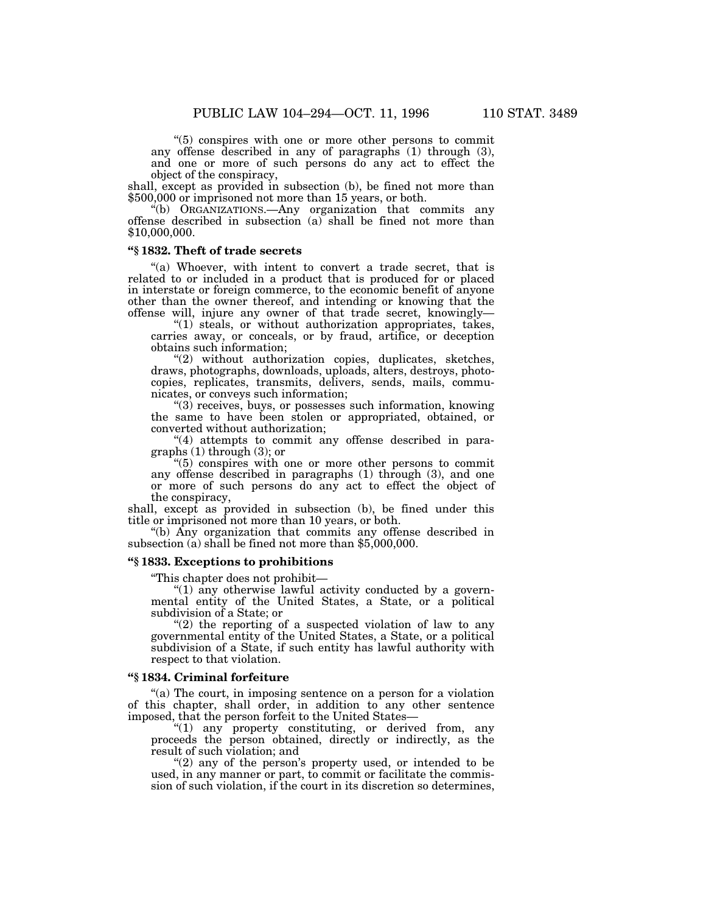"(5) conspires with one or more other persons to commit any offense described in any of paragraphs (1) through (3), and one or more of such persons do any act to effect the object of the conspiracy,

shall, except as provided in subsection (b), be fined not more than $500,000 or imprisoned not more than 15 years, or both.

"(b) ORGANIZATIONS.—Any organization that commits any offense described in subsection (a) shall be fined not more than $10,000,000.

**"§ 1832. Theft of trade secrets**

"(a) Whoever, with intent to convert a trade secret, that is related to or included in a product that is produced for or placed in interstate or foreign commerce, to the economic benefit of anyone other than the owner thereof, and intending or knowing that the offense will, injure any owner of that trade secret, knowingly—

"(1) steals, or without authorization appropriates, takes, carries away, or conceals, or by fraud, artifice, or deception obtains such information;

"(2) without authorization copies, duplicates, sketches, draws, photographs, downloads, uploads, alters, destroys, photocopies, replicates, transmits, delivers, sends, mails, communicates, or conveys such information;

"(3) receives, buys, or possesses such information, knowing the same to have been stolen or appropriated, obtained, or converted without authorization;

"(4) attempts to commit any offense described in paragraphs (1) through (3); or

"(5) conspires with one or more other persons to commit any offense described in paragraphs (1) through (3), and one or more of such persons do any act to effect the object of the conspiracy,

shall, except as provided in subsection (b), be fined under this title or imprisoned not more than 10 years, or both.

"(b) Any organization that commits any offense described in subsection (a) shall be fined not more than $5,000,000.

**"§ 1833. Exceptions to prohibitions**

"This chapter does not prohibit—

"(1) any otherwise lawful activity conducted by a governmental entity of the United States, a State, or a political subdivision of a State; or

"(2) the reporting of a suspected violation of law to any governmental entity of the United States, a State, or a political subdivision of a State, if such entity has lawful authority with respect to that violation.

**"§ 1834. Criminal forfeiture**

"(a) The court, in imposing sentence on a person for a violation of this chapter, shall order, in addition to any other sentence imposed, that the person forfeit to the United States—

"(1) any property constituting, or derived from, any proceeds the person obtained, directly or indirectly, as the result of such violation; and

"(2) any of the person's property used, or intended to be used, in any manner or part, to commit or facilitate the commission of such violation, if the court in its discretion so determines,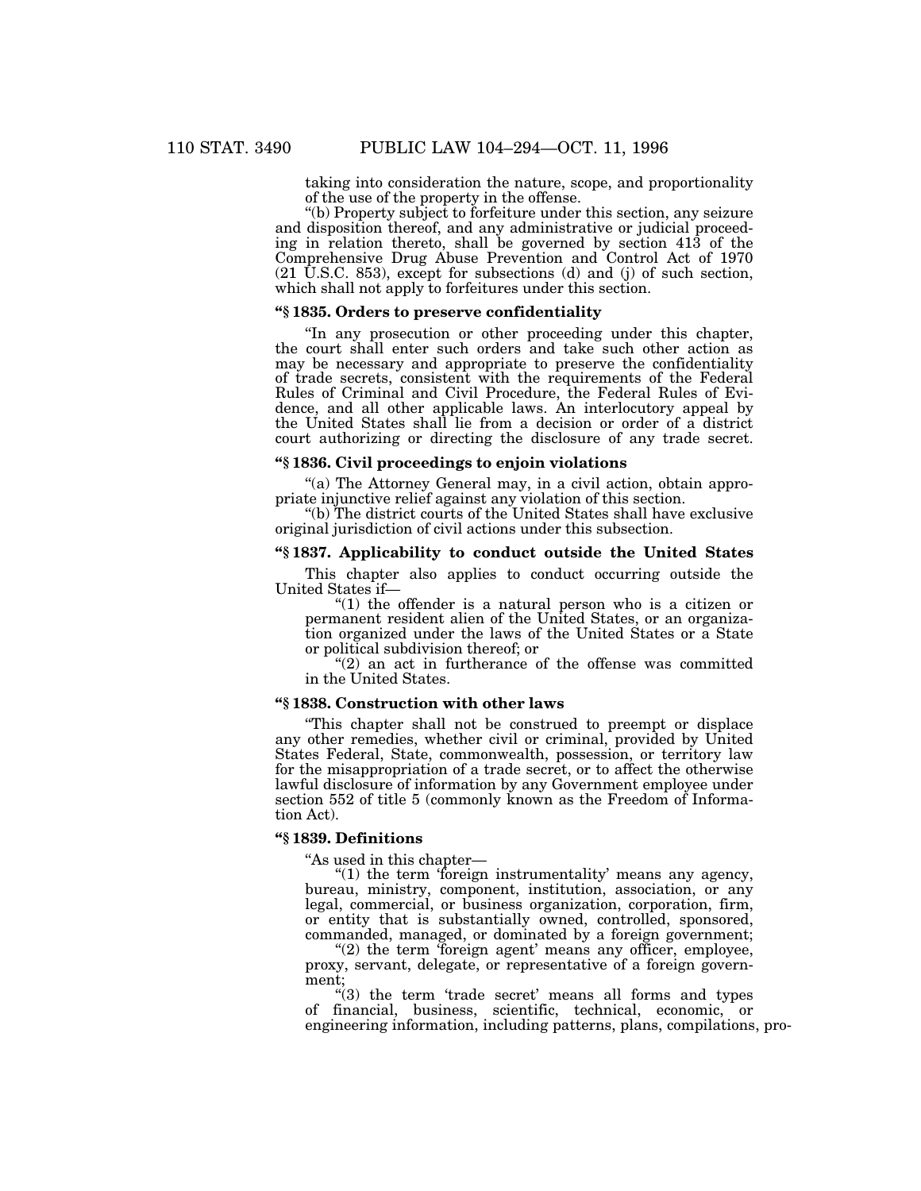taking into consideration the nature, scope, and proportionality of the use of the property in the offense.

"(b) Property subject to forfeiture under this section, any seizure and disposition thereof, and any administrative or judicial proceeding in relation thereto, shall be governed by section 413 of the Comprehensive Drug Abuse Prevention and Control Act of 1970 (21 U.S.C. 853), except for subsections (d) and (j) of such section, which shall not apply to forfeitures under this section.

### "§ 1835. Orders to preserve confidentiality

"In any prosecution or other proceeding under this chapter, the court shall enter such orders and take such other action as may be necessary and appropriate to preserve the confidentiality of trade secrets, consistent with the requirements of the Federal Rules of Criminal and Civil Procedure, the Federal Rules of Evidence, and all other applicable laws. An interlocutory appeal by the United States shall lie from a decision or order of a district court authorizing or directing the disclosure of any trade secret.

### "§ 1836. Civil proceedings to enjoin violations

"(a) The Attorney General may, in a civil action, obtain appropriate injunctive relief against any violation of this section.

"(b) The district courts of the United States shall have exclusive original jurisdiction of civil actions under this subsection.

### "§ 1837. Applicability to conduct outside the United States

This chapter also applies to conduct occurring outside the United States if—

"(1) the offender is a natural person who is a citizen or permanent resident alien of the United States, or an organization organized under the laws of the United States or a State or political subdivision thereof; or

"(2) an act in furtherance of the offense was committed in the United States.

### "§ 1838. Construction with other laws

"This chapter shall not be construed to preempt or displace any other remedies, whether civil or criminal, provided by United States Federal, State, commonwealth, possession, or territory law for the misappropriation of a trade secret, or to affect the otherwise lawful disclosure of information by any Government employee under section 552 of title 5 (commonly known as the Freedom of Information Act).

### "§ 1839. Definitions

"As used in this chapter—

"(1) the term 'foreign instrumentality' means any agency, bureau, ministry, component, institution, association, or any legal, commercial, or business organization, corporation, firm, or entity that is substantially owned, controlled, sponsored, commanded, managed, or dominated by a foreign government;

"(2) the term 'foreign agent' means any officer, employee, proxy, servant, delegate, or representative of a foreign government;

"(3) the term 'trade secret' means all forms and types of financial, business, scientific, technical, economic, or engineering information, including patterns, plans, compilations, pro-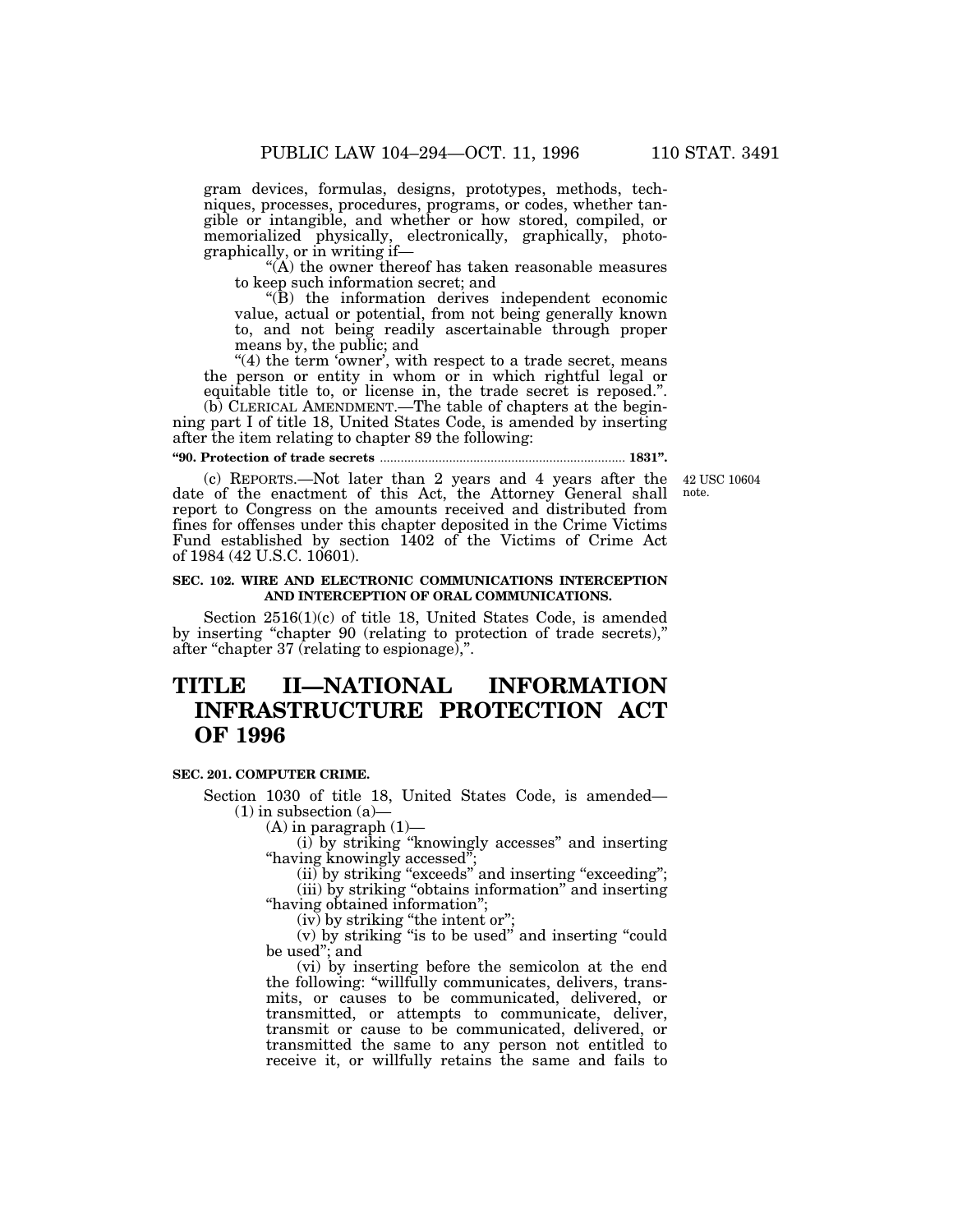gram devices, formulas, designs, prototypes, methods, techniques, processes, procedures, programs, or codes, whether tangible or intangible, and whether or how stored, compiled, or memorialized physically, electronically, graphically, photographically, or in writing if—

"(A) the owner thereof has taken reasonable measures to keep such information secret; and

"(B) the information derives independent economic value, actual or potential, from not being generally known to, and not being readily ascertainable through proper means by, the public; and

"(4) the term 'owner', with respect to a trade secret, means the person or entity in whom or in which rightful legal or equitable title to, or license in, the trade secret is reposed.".

(b) CLERICAL AMENDMENT.—The table of chapters at the beginning part I of title 18, United States Code, is amended by inserting after the item relating to chapter 89 the following:

**"90. Protection of trade secrets ...................................................................... 1831".**

(c) REPORTS.—Not later than 2 years and 4 years after the date of the enactment of this Act, the Attorney General shall report to Congress on the amounts received and distributed from fines for offenses under this chapter deposited in the Crime Victims Fund established by section 1402 of the Victims of Crime Act of 1984 (42 U.S.C. 10601).

42 USC 10604 note.

**SEC. 102. WIRE AND ELECTRONIC COMMUNICATIONS INTERCEPTION AND INTERCEPTION OF ORAL COMMUNICATIONS.**

Section 2516(1)(c) of title 18, United States Code, is amended by inserting "chapter 90 (relating to protection of trade secrets)," after "chapter 37 (relating to espionage),".

# TITLE II—NATIONAL INFORMATION INFRASTRUCTURE PROTECTION ACT OF 1996

**SEC. 201. COMPUTER CRIME.**

Section 1030 of title 18, United States Code, is amended—

(1) in subsection (a)—

(A) in paragraph (1)—

(i) by striking "knowingly accesses" and inserting "having knowingly accessed";

(ii) by striking "exceeds" and inserting "exceeding";

(iii) by striking "obtains information" and inserting "having obtained information";

(iv) by striking "the intent or";

(v) by striking "is to be used" and inserting "could be used"; and

(vi) by inserting before the semicolon at the end the following: "willfully communicates, delivers, transmits, or causes to be communicated, delivered, or transmitted, or attempts to communicate, deliver, transmit or cause to be communicated, delivered, or transmitted the same to any person not entitled to receive it, or willfully retains the same and fails to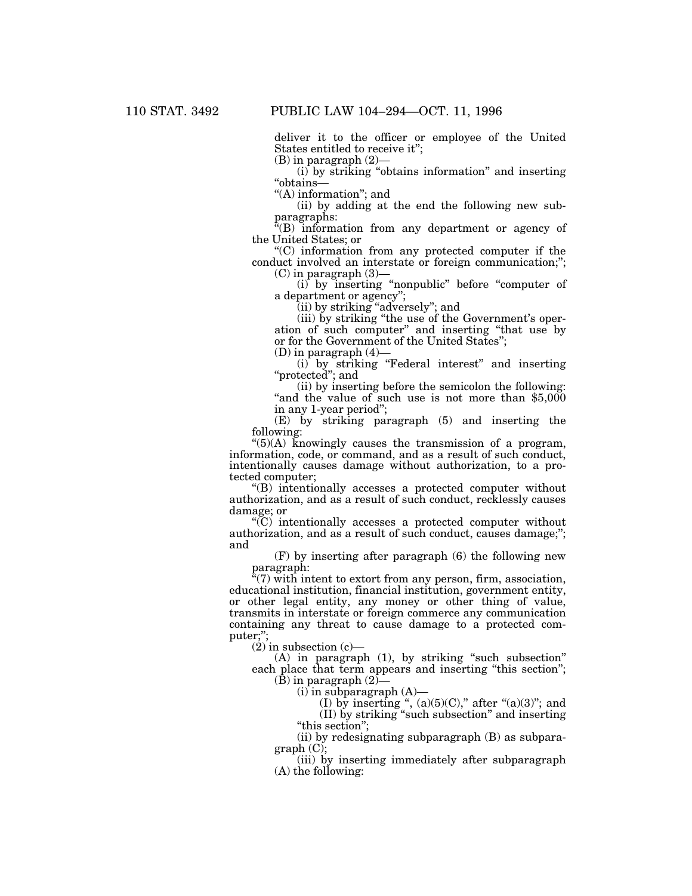deliver it to the officer or employee of the United States entitled to receive it";

(B) in paragraph (2)—

(i) by striking "obtains information" and inserting "obtains—

"(A) information"; and

(ii) by adding at the end the following new subparagraphs:

"(B) information from any department or agency of the United States; or

"(C) information from any protected computer if the conduct involved an interstate or foreign communication;";

(C) in paragraph (3)—

(i) by inserting "nonpublic" before "computer of a department or agency";

(ii) by striking "adversely"; and

(iii) by striking "the use of the Government's operation of such computer" and inserting "that use by or for the Government of the United States";

(D) in paragraph (4)—

(i) by striking "Federal interest" and inserting "protected"; and

(ii) by inserting before the semicolon the following: "and the value of such use is not more than $5,000 in any 1-year period";

(E) by striking paragraph (5) and inserting the following:

"(5)(A) knowingly causes the transmission of a program, information, code, or command, and as a result of such conduct, intentionally causes damage without authorization, to a protected computer;

"(B) intentionally accesses a protected computer without authorization, and as a result of such conduct, recklessly causes damage; or

"(C) intentionally accesses a protected computer without authorization, and as a result of such conduct, causes damage;"; and

(F) by inserting after paragraph (6) the following new paragraph:

"(7) with intent to extort from any person, firm, association, educational institution, financial institution, government entity, or other legal entity, any money or other thing of value, transmits in interstate or foreign commerce any communication containing any threat to cause damage to a protected computer;";

(2) in subsection (c)—

(A) in paragraph (1), by striking "such subsection" each place that term appears and inserting "this section";

(B) in paragraph (2)—

(i) in subparagraph (A)—

(I) by inserting ", (a)(5)(C)," after "(a)(3)"; and

(II) by striking "such subsection" and inserting "this section";

(ii) by redesignating subparagraph (B) as subparagraph (C);

(iii) by inserting immediately after subparagraph (A) the following: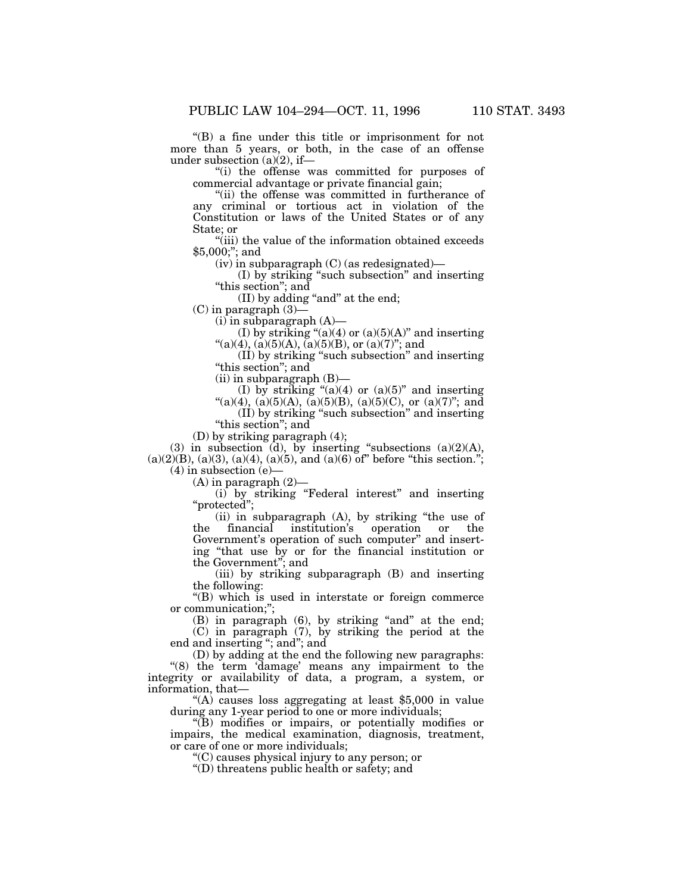"(B) a fine under this title or imprisonment for not more than 5 years, or both, in the case of an offense under subsection (a)(2), if—

"(i) the offense was committed for purposes of commercial advantage or private financial gain;

"(ii) the offense was committed in furtherance of any criminal or tortious act in violation of the Constitution or laws of the United States or of any State; or

"(iii) the value of the information obtained exceeds $5,000;"; and

(iv) in subparagraph (C) (as redesignated)—

(I) by striking "such subsection" and inserting "this section"; and

(II) by adding "and" at the end;

(C) in paragraph (3)—

(i) in subparagraph (A)—

(I) by striking "(a)(4) or (a)(5)(A)" and inserting "(a)(4), (a)(5)(A), (a)(5)(B), or (a)(7)"; and

(II) by striking "such subsection" and inserting "this section"; and

(ii) in subparagraph (B)—

(I) by striking "(a)(4) or (a)(5)" and inserting "(a)(4), (a)(5)(A), (a)(5)(B), (a)(5)(C), or (a)(7)"; and

(II) by striking "such subsection" and inserting "this section"; and

(D) by striking paragraph (4);

(3) in subsection (d), by inserting "subsections (a)(2)(A), (a)(2)(B), (a)(3), (a)(4), (a)(5), and (a)(6) of" before "this section.";

(4) in subsection (e)—

(A) in paragraph (2)—

(i) by striking "Federal interest" and inserting "protected";

(ii) in subparagraph (A), by striking "the use of the financial institution's operation or the Government's operation of such computer" and inserting "that use by or for the financial institution or the Government"; and

(iii) by striking subparagraph (B) and inserting the following:

"(B) which is used in interstate or foreign commerce or communication;";

(B) in paragraph (6), by striking "and" at the end;

(C) in paragraph (7), by striking the period at the end and inserting "; and"; and

(D) by adding at the end the following new paragraphs:

"(8) the term 'damage' means any impairment to the integrity or availability of data, a program, a system, or information, that—

"(A) causes loss aggregating at least $5,000 in value during any 1-year period to one or more individuals;

"(B) modifies or impairs, or potentially modifies or impairs, the medical examination, diagnosis, treatment, or care of one or more individuals;

"(C) causes physical injury to any person; or

"(D) threatens public health or safety; and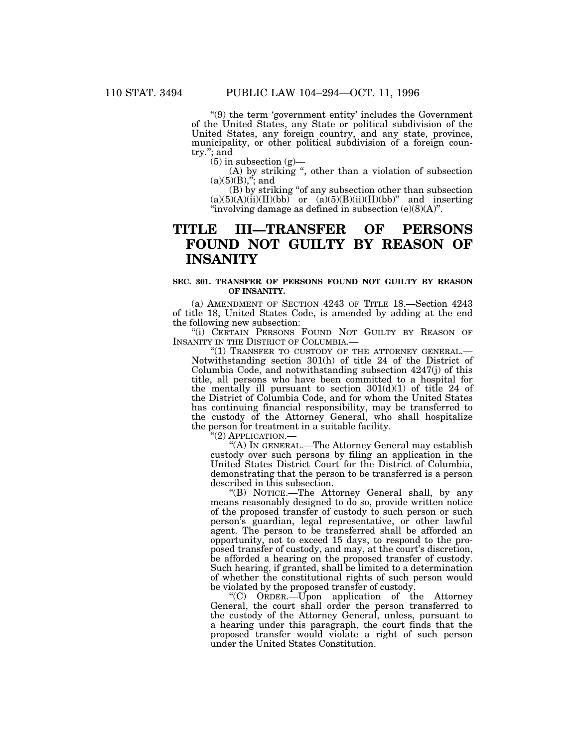"(9) the term 'government entity' includes the Government of the United States, any State or political subdivision of the United States, any foreign country, and any state, province, municipality, or other political subdivision of a foreign country."; and

(5) in subsection (g)—

(A) by striking ", other than a violation of subsection (a)(5)(B),"; and

(B) by striking "of any subsection other than subsection (a)(5)(A)(ii)(II)(bb) or (a)(5)(B)(ii)(II)(bb)" and inserting "involving damage as defined in subsection (e)(8)(A)".

# TITLE III—TRANSFER OF PERSONS FOUND NOT GUILTY BY REASON OF INSANITY

### SEC. 301. TRANSFER OF PERSONS FOUND NOT GUILTY BY REASON OF INSANITY.

(a) AMENDMENT OF SECTION 4243 OF TITLE 18.—Section 4243 of title 18, United States Code, is amended by adding at the end the following new subsection:

"(i) CERTAIN PERSONS FOUND NOT GUILTY BY REASON OF INSANITY IN THE DISTRICT OF COLUMBIA.—

"(1) TRANSFER TO CUSTODY OF THE ATTORNEY GENERAL.—Notwithstanding section 301(h) of title 24 of the District of Columbia Code, and notwithstanding subsection 4247(j) of this title, all persons who have been committed to a hospital for the mentally ill pursuant to section 301(d)(1) of title 24 of the District of Columbia Code, and for whom the United States has continuing financial responsibility, may be transferred to the custody of the Attorney General, who shall hospitalize the person for treatment in a suitable facility.

"(2) APPLICATION.—

"(A) IN GENERAL.—The Attorney General may establish custody over such persons by filing an application in the United States District Court for the District of Columbia, demonstrating that the person to be transferred is a person described in this subsection.

"(B) NOTICE.—The Attorney General shall, by any means reasonably designed to do so, provide written notice of the proposed transfer of custody to such person or such person's guardian, legal representative, or other lawful agent. The person to be transferred shall be afforded an opportunity, not to exceed 15 days, to respond to the proposed transfer of custody, and may, at the court's discretion, be afforded a hearing on the proposed transfer of custody. Such hearing, if granted, shall be limited to a determination of whether the constitutional rights of such person would be violated by the proposed transfer of custody.

"(C) ORDER.—Upon application of the Attorney General, the court shall order the person transferred to the custody of the Attorney General, unless, pursuant to a hearing under this paragraph, the court finds that the proposed transfer would violate a right of such person under the United States Constitution.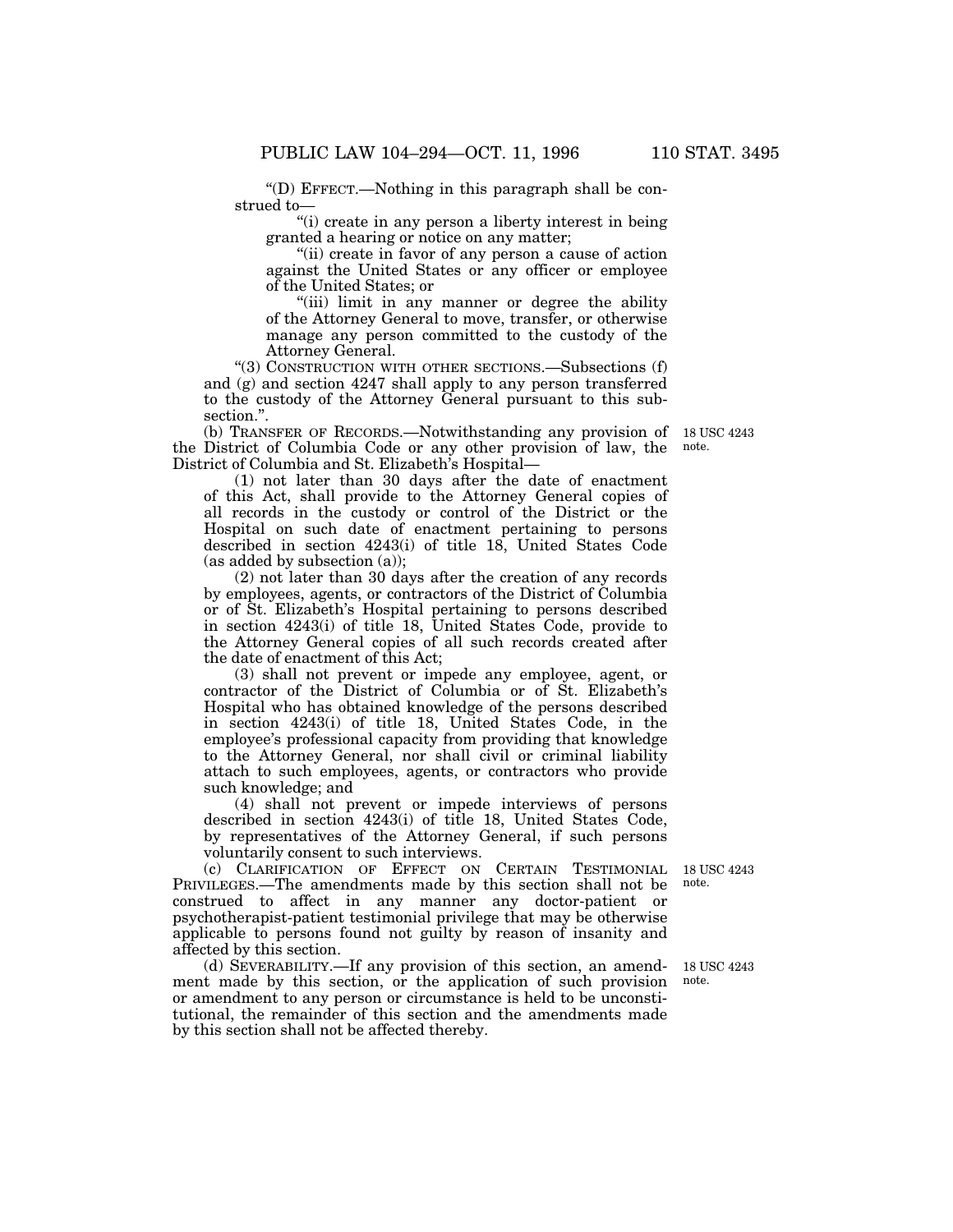"(D) EFFECT.—Nothing in this paragraph shall be construed to—

"(i) create in any person a liberty interest in being granted a hearing or notice on any matter;

"(ii) create in favor of any person a cause of action against the United States or any officer or employee of the United States; or

"(iii) limit in any manner or degree the ability of the Attorney General to move, transfer, or otherwise manage any person committed to the custody of the Attorney General.

"(3) CONSTRUCTION WITH OTHER SECTIONS.—Subsections (f) and (g) and section 4247 shall apply to any person transferred to the custody of the Attorney General pursuant to this subsection.".

(b) TRANSFER OF RECORDS.—Notwithstanding any provision of the District of Columbia Code or any other provision of law, the District of Columbia and St. Elizabeth's Hospital—

18 USC 4243 note.

(1) not later than 30 days after the date of enactment of this Act, shall provide to the Attorney General copies of all records in the custody or control of the District or the Hospital on such date of enactment pertaining to persons described in section 4243(i) of title 18, United States Code (as added by subsection (a));

(2) not later than 30 days after the creation of any records by employees, agents, or contractors of the District of Columbia or of St. Elizabeth's Hospital pertaining to persons described in section 4243(i) of title 18, United States Code, provide to the Attorney General copies of all such records created after the date of enactment of this Act;

(3) shall not prevent or impede any employee, agent, or contractor of the District of Columbia or of St. Elizabeth's Hospital who has obtained knowledge of the persons described in section 4243(i) of title 18, United States Code, in the employee's professional capacity from providing that knowledge to the Attorney General, nor shall civil or criminal liability attach to such employees, agents, or contractors who provide such knowledge; and

(4) shall not prevent or impede interviews of persons described in section 4243(i) of title 18, United States Code, by representatives of the Attorney General, if such persons voluntarily consent to such interviews.

(c) CLARIFICATION OF EFFECT ON CERTAIN TESTIMONIAL PRIVILEGES.—The amendments made by this section shall not be construed to affect in any manner any doctor-patient or psychotherapist-patient testimonial privilege that may be otherwise applicable to persons found not guilty by reason of insanity and affected by this section.

18 USC 4243 note.

(d) SEVERABILITY.—If any provision of this section, an amendment made by this section, or the application of such provision or amendment to any person or circumstance is held to be unconstitutional, the remainder of this section and the amendments made by this section shall not be affected thereby.

18 USC 4243 note.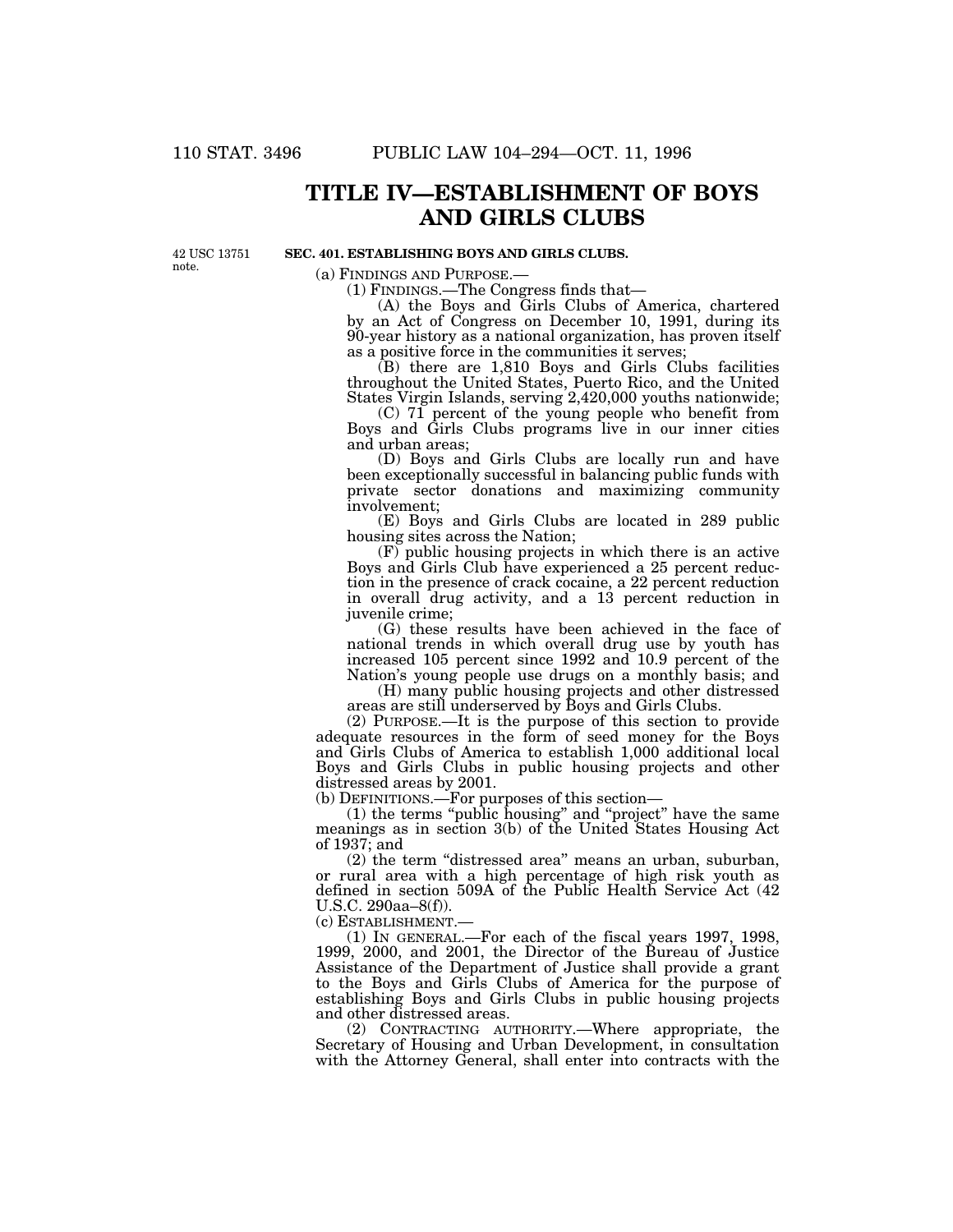# TITLE IV—ESTABLISHMENT OF BOYS AND GIRLS CLUBS

42 USC 13751 note.

**SEC. 401. ESTABLISHING BOYS AND GIRLS CLUBS.**

(a) FINDINGS AND PURPOSE.—

(1) FINDINGS.—The Congress finds that—

(A) the Boys and Girls Clubs of America, chartered by an Act of Congress on December 10, 1991, during its 90-year history as a national organization, has proven itself as a positive force in the communities it serves;

(B) there are 1,810 Boys and Girls Clubs facilities throughout the United States, Puerto Rico, and the United States Virgin Islands, serving 2,420,000 youths nationwide;

(C) 71 percent of the young people who benefit from Boys and Girls Clubs programs live in our inner cities and urban areas;

(D) Boys and Girls Clubs are locally run and have been exceptionally successful in balancing public funds with private sector donations and maximizing community involvement;

(E) Boys and Girls Clubs are located in 289 public housing sites across the Nation;

(F) public housing projects in which there is an active Boys and Girls Club have experienced a 25 percent reduction in the presence of crack cocaine, a 22 percent reduction in overall drug activity, and a 13 percent reduction in juvenile crime;

(G) these results have been achieved in the face of national trends in which overall drug use by youth has increased 105 percent since 1992 and 10.9 percent of the Nation's young people use drugs on a monthly basis; and

(H) many public housing projects and other distressed areas are still underserved by Boys and Girls Clubs.

(2) PURPOSE.—It is the purpose of this section to provide adequate resources in the form of seed money for the Boys and Girls Clubs of America to establish 1,000 additional local Boys and Girls Clubs in public housing projects and other distressed areas by 2001.

(b) DEFINITIONS.—For purposes of this section—

(1) the terms "public housing" and "project" have the same meanings as in section 3(b) of the United States Housing Act of 1937; and

(2) the term "distressed area" means an urban, suburban, or rural area with a high percentage of high risk youth as defined in section 509A of the Public Health Service Act (42 U.S.C. 290aa–8(f)).

(c) ESTABLISHMENT.—

(1) IN GENERAL.—For each of the fiscal years 1997, 1998, 1999, 2000, and 2001, the Director of the Bureau of Justice Assistance of the Department of Justice shall provide a grant to the Boys and Girls Clubs of America for the purpose of establishing Boys and Girls Clubs in public housing projects and other distressed areas.

(2) CONTRACTING AUTHORITY.—Where appropriate, the Secretary of Housing and Urban Development, in consultation with the Attorney General, shall enter into contracts with the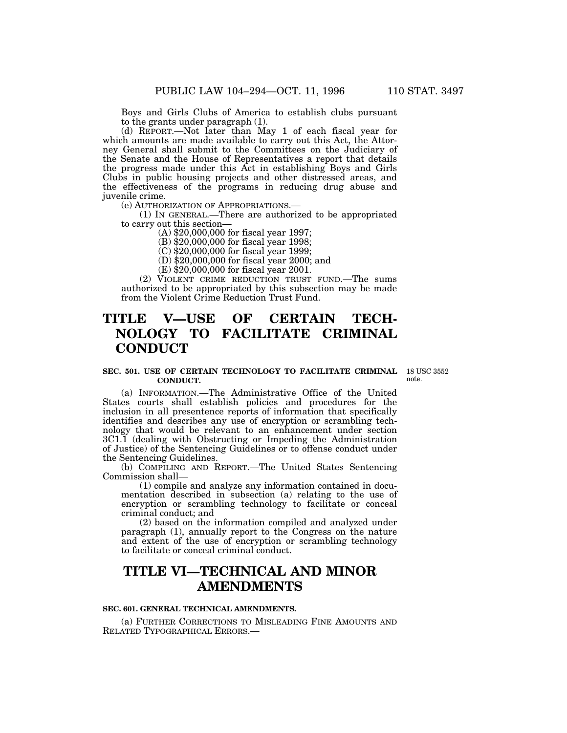Boys and Girls Clubs of America to establish clubs pursuant to the grants under paragraph (1).

(d) REPORT.—Not later than May 1 of each fiscal year for which amounts are made available to carry out this Act, the Attorney General shall submit to the Committees on the Judiciary of the Senate and the House of Representatives a report that details the progress made under this Act in establishing Boys and Girls Clubs in public housing projects and other distressed areas, and the effectiveness of the programs in reducing drug abuse and juvenile crime.

(e) AUTHORIZATION OF APPROPRIATIONS.—

(1) IN GENERAL.—There are authorized to be appropriated to carry out this section—

(A) $20,000,000 for fiscal year 1997;

(B) $20,000,000 for fiscal year 1998;

(C) $20,000,000 for fiscal year 1999;

(D) $20,000,000 for fiscal year 2000; and

(E) $20,000,000 for fiscal year 2001.

(2) VIOLENT CRIME REDUCTION TRUST FUND.—The sums authorized to be appropriated by this subsection may be made from the Violent Crime Reduction Trust Fund.

# TITLE V—USE OF CERTAIN TECHNOLOGY TO FACILITATE CRIMINAL CONDUCT

### SEC. 501. USE OF CERTAIN TECHNOLOGY TO FACILITATE CRIMINAL CONDUCT.

18 USC 3552 note.

(a) INFORMATION.—The Administrative Office of the United States courts shall establish policies and procedures for the inclusion in all presentence reports of information that specifically identifies and describes any use of encryption or scrambling technology that would be relevant to an enhancement under section 3C1.1 (dealing with Obstructing or Impeding the Administration of Justice) of the Sentencing Guidelines or to offense conduct under the Sentencing Guidelines.

(b) COMPILING AND REPORT.—The United States Sentencing Commission shall—

(1) compile and analyze any information contained in documentation described in subsection (a) relating to the use of encryption or scrambling technology to facilitate or conceal criminal conduct; and

(2) based on the information compiled and analyzed under paragraph (1), annually report to the Congress on the nature and extent of the use of encryption or scrambling technology to facilitate or conceal criminal conduct.

# TITLE VI—TECHNICAL AND MINOR AMENDMENTS

### SEC. 601. GENERAL TECHNICAL AMENDMENTS.

(a) FURTHER CORRECTIONS TO MISLEADING FINE AMOUNTS AND RELATED TYPOGRAPHICAL ERRORS.—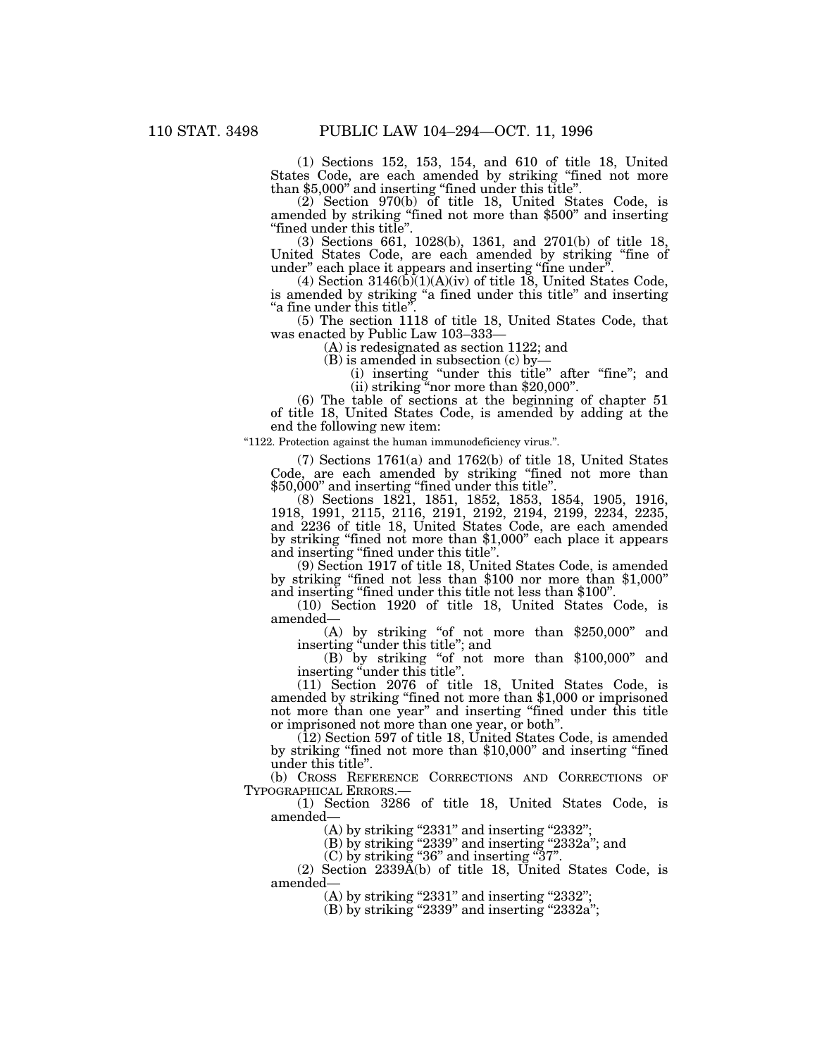(1) Sections 152, 153, 154, and 610 of title 18, United States Code, are each amended by striking "fined not more than $5,000" and inserting "fined under this title".

(2) Section 970(b) of title 18, United States Code, is amended by striking "fined not more than $500" and inserting "fined under this title".

(3) Sections 661, 1028(b), 1361, and 2701(b) of title 18, United States Code, are each amended by striking "fine of under" each place it appears and inserting "fine under".

(4) Section 3146(b)(1)(A)(iv) of title 18, United States Code, is amended by striking "a fined under this title" and inserting "a fine under this title".

(5) The section 1118 of title 18, United States Code, that was enacted by Public Law 103–333—

(A) is redesignated as section 1122; and

(B) is amended in subsection (c) by—

(i) inserting "under this title" after "fine"; and

(ii) striking "nor more than $20,000".

(6) The table of sections at the beginning of chapter 51 of title 18, United States Code, is amended by adding at the end the following new item:

"1122. Protection against the human immunodeficiency virus.".

(7) Sections 1761(a) and 1762(b) of title 18, United States Code, are each amended by striking "fined not more than $50,000" and inserting "fined under this title".

(8) Sections 1821, 1851, 1852, 1853, 1854, 1905, 1916, 1918, 1991, 2115, 2116, 2191, 2192, 2194, 2199, 2234, 2235, and 2236 of title 18, United States Code, are each amended by striking "fined not more than $1,000" each place it appears and inserting "fined under this title".

(9) Section 1917 of title 18, United States Code, is amended by striking "fined not less than $100 nor more than $1,000" and inserting "fined under this title not less than $100".

(10) Section 1920 of title 18, United States Code, is amended—

(A) by striking "of not more than $250,000" and inserting "under this title"; and

(B) by striking "of not more than $100,000" and inserting "under this title".

(11) Section 2076 of title 18, United States Code, is amended by striking "fined not more than $1,000 or imprisoned not more than one year" and inserting "fined under this title or imprisoned not more than one year, or both".

(12) Section 597 of title 18, United States Code, is amended by striking "fined not more than $10,000" and inserting "fined under this title".

(b) CROSS REFERENCE CORRECTIONS AND CORRECTIONS OF TYPOGRAPHICAL ERRORS.—

(1) Section 3286 of title 18, United States Code, is amended—

(A) by striking "2331" and inserting "2332";

(B) by striking "2339" and inserting "2332a"; and

(C) by striking "36" and inserting "37".

(2) Section 2339A(b) of title 18, United States Code, is amended—

(A) by striking "2331" and inserting "2332";

(B) by striking "2339" and inserting "2332a";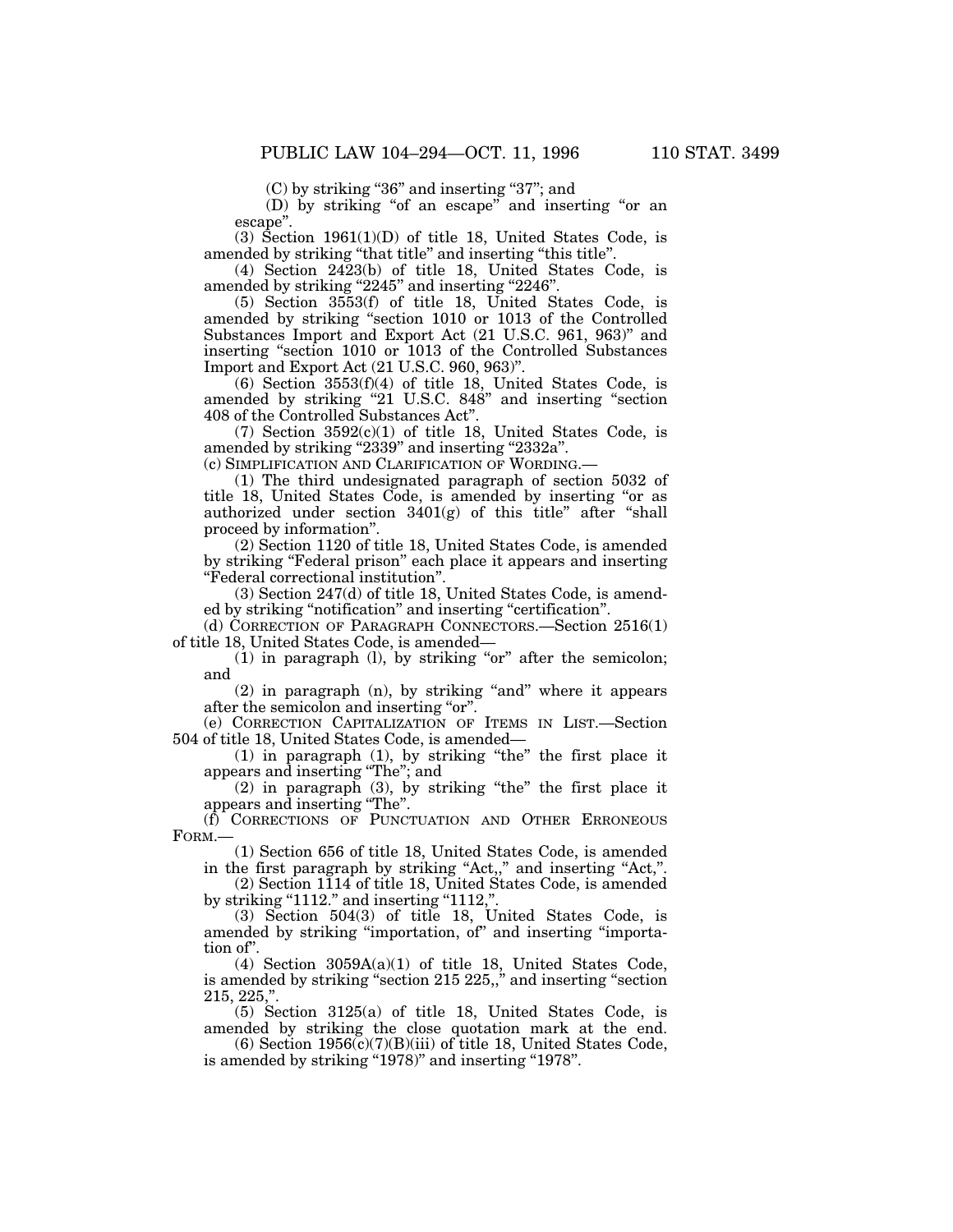(C) by striking "36" and inserting "37"; and

(D) by striking "of an escape" and inserting "or an escape".

(3) Section 1961(1)(D) of title 18, United States Code, is amended by striking "that title" and inserting "this title".

(4) Section 2423(b) of title 18, United States Code, is amended by striking "2245" and inserting "2246".

(5) Section 3553(f) of title 18, United States Code, is amended by striking "section 1010 or 1013 of the Controlled Substances Import and Export Act (21 U.S.C. 961, 963)" and inserting "section 1010 or 1013 of the Controlled Substances Import and Export Act (21 U.S.C. 960, 963)".

(6) Section 3553(f)(4) of title 18, United States Code, is amended by striking "21 U.S.C. 848" and inserting "section 408 of the Controlled Substances Act".

(7) Section 3592(c)(1) of title 18, United States Code, is amended by striking "2339" and inserting "2332a".

(c) SIMPLIFICATION AND CLARIFICATION OF WORDING.—

(1) The third undesignated paragraph of section 5032 of title 18, United States Code, is amended by inserting "or as authorized under section 3401(g) of this title" after "shall proceed by information".

(2) Section 1120 of title 18, United States Code, is amended by striking "Federal prison" each place it appears and inserting "Federal correctional institution".

(3) Section 247(d) of title 18, United States Code, is amended by striking "notification" and inserting "certification".

(d) CORRECTION OF PARAGRAPH CONNECTORS.—Section 2516(1) of title 18, United States Code, is amended—

(1) in paragraph (l), by striking "or" after the semicolon; and

(2) in paragraph (n), by striking "and" where it appears after the semicolon and inserting "or".

(e) CORRECTION CAPITALIZATION OF ITEMS IN LIST.—Section 504 of title 18, United States Code, is amended—

(1) in paragraph (1), by striking "the" the first place it appears and inserting "The"; and

(2) in paragraph (3), by striking "the" the first place it appears and inserting "The".

(f) CORRECTIONS OF PUNCTUATION AND OTHER ERRONEOUS FORM.—

(1) Section 656 of title 18, United States Code, is amended in the first paragraph by striking "Act,," and inserting "Act,".

(2) Section 1114 of title 18, United States Code, is amended by striking "1112." and inserting "1112,".

(3) Section 504(3) of title 18, United States Code, is amended by striking "importation, of" and inserting "importation of".

(4) Section 3059A(a)(1) of title 18, United States Code, is amended by striking "section 215 225,," and inserting "section 215, 225,".

(5) Section 3125(a) of title 18, United States Code, is amended by striking the close quotation mark at the end.

(6) Section 1956(c)(7)(B)(iii) of title 18, United States Code, is amended by striking "1978)" and inserting "1978".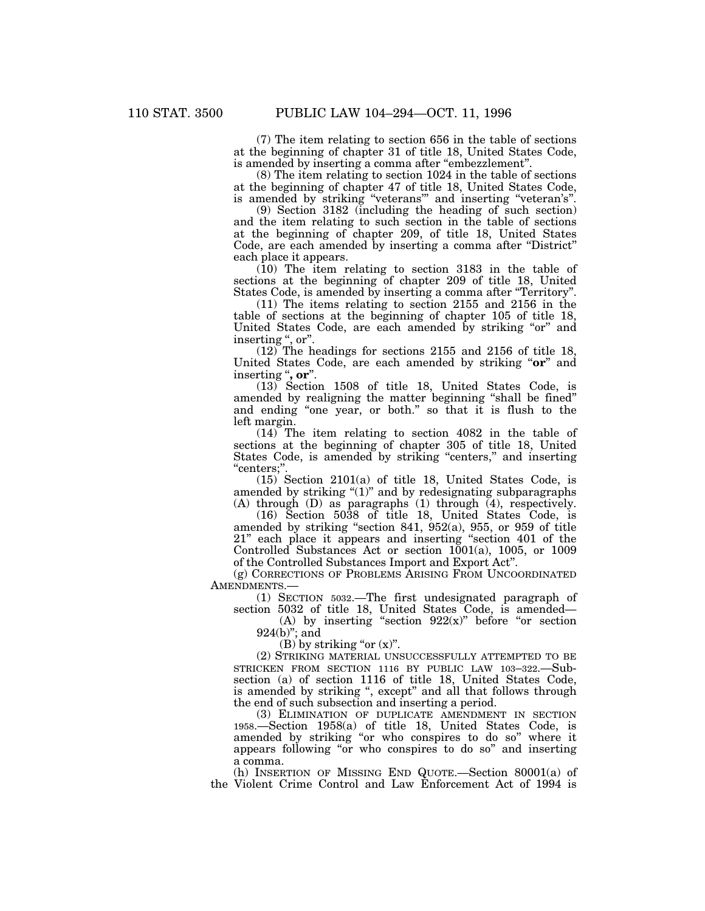(7) The item relating to section 656 in the table of sections at the beginning of chapter 31 of title 18, United States Code, is amended by inserting a comma after "embezzlement".

(8) The item relating to section 1024 in the table of sections at the beginning of chapter 47 of title 18, United States Code, is amended by striking "veterans'" and inserting "veteran's".

(9) Section 3182 (including the heading of such section) and the item relating to such section in the table of sections at the beginning of chapter 209, of title 18, United States Code, are each amended by inserting a comma after "District" each place it appears.

(10) The item relating to section 3183 in the table of sections at the beginning of chapter 209 of title 18, United States Code, is amended by inserting a comma after "Territory".

(11) The items relating to section 2155 and 2156 in the table of sections at the beginning of chapter 105 of title 18, United States Code, are each amended by striking "or" and inserting ", or".

(12) The headings for sections 2155 and 2156 of title 18, United States Code, are each amended by striking "**or**" and inserting "**, or**".

(13) Section 1508 of title 18, United States Code, is amended by realigning the matter beginning "shall be fined" and ending "one year, or both." so that it is flush to the left margin.

(14) The item relating to section 4082 in the table of sections at the beginning of chapter 305 of title 18, United States Code, is amended by striking "centers," and inserting "centers;".

(15) Section 2101(a) of title 18, United States Code, is amended by striking "(1)" and by redesignating subparagraphs (A) through (D) as paragraphs (1) through (4), respectively.

(16) Section 5038 of title 18, United States Code, is amended by striking "section 841, 952(a), 955, or 959 of title 21" each place it appears and inserting "section 401 of the Controlled Substances Act or section 1001(a), 1005, or 1009 of the Controlled Substances Import and Export Act".

(g) CORRECTIONS OF PROBLEMS ARISING FROM UNCOORDINATED AMENDMENTS.—

(1) SECTION 5032.—The first undesignated paragraph of section 5032 of title 18, United States Code, is amended—

(A) by inserting "section 922(x)" before "or section 924(b)"; and

(B) by striking "or (x)".

(2) STRIKING MATERIAL UNSUCCESSFULLY ATTEMPTED TO BE STRICKEN FROM SECTION 1116 BY PUBLIC LAW 103–322.—Subsection (a) of section 1116 of title 18, United States Code, is amended by striking ", except" and all that follows through the end of such subsection and inserting a period.

(3) ELIMINATION OF DUPLICATE AMENDMENT IN SECTION 1958.—Section 1958(a) of title 18, United States Code, is amended by striking "or who conspires to do so" where it appears following "or who conspires to do so" and inserting a comma.

(h) INSERTION OF MISSING END QUOTE.—Section 80001(a) of the Violent Crime Control and Law Enforcement Act of 1994 is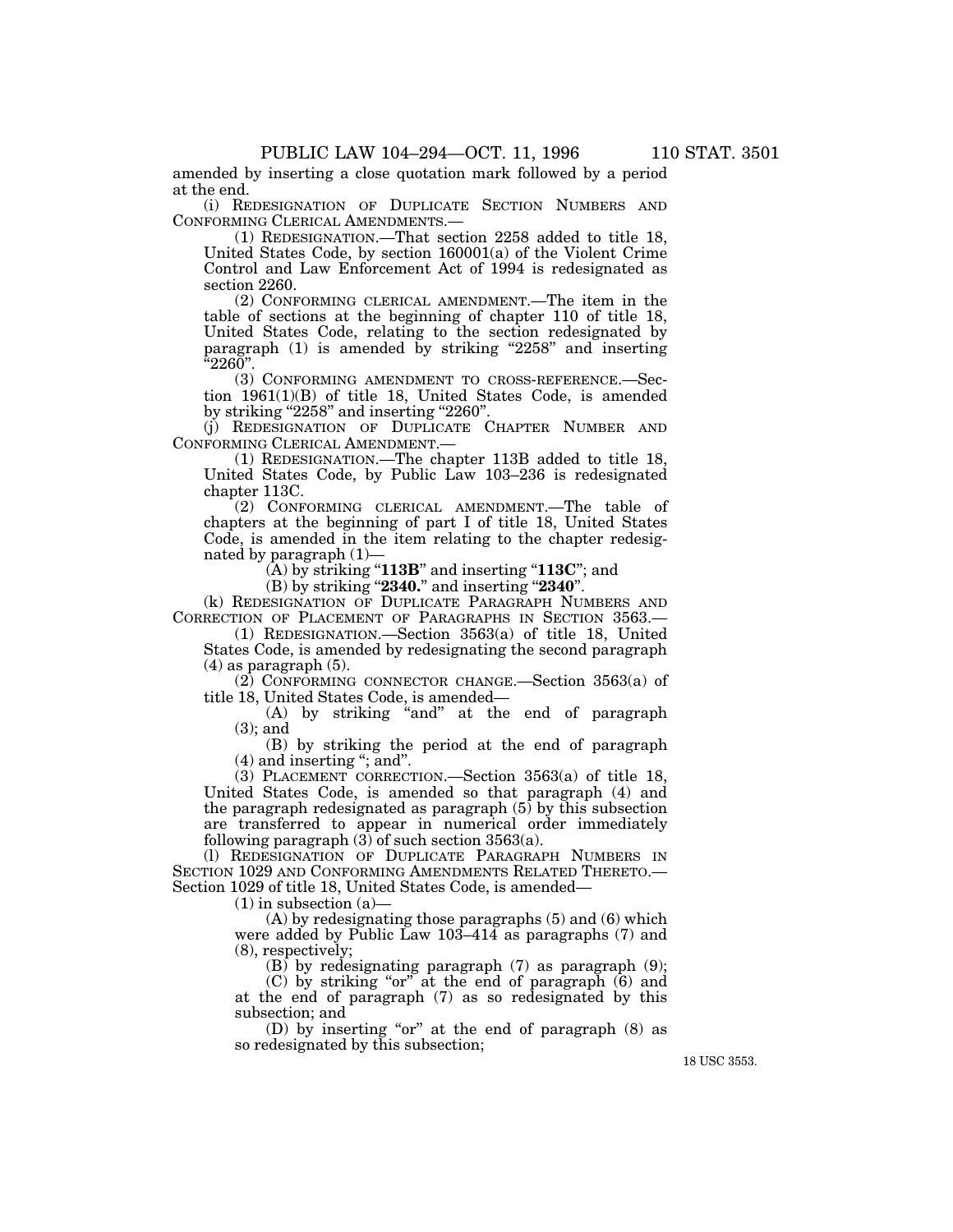amended by inserting a close quotation mark followed by a period at the end.

(i) REDESIGNATION OF DUPLICATE SECTION NUMBERS AND CONFORMING CLERICAL AMENDMENTS.—

(1) REDESIGNATION.—That section 2258 added to title 18, United States Code, by section 160001(a) of the Violent Crime Control and Law Enforcement Act of 1994 is redesignated as section 2260.

(2) CONFORMING CLERICAL AMENDMENT.—The item in the table of sections at the beginning of chapter 110 of title 18, United States Code, relating to the section redesignated by paragraph (1) is amended by striking "2258" and inserting "2260".

(3) CONFORMING AMENDMENT TO CROSS-REFERENCE.—Section 1961(1)(B) of title 18, United States Code, is amended by striking "2258" and inserting "2260".

(j) REDESIGNATION OF DUPLICATE CHAPTER NUMBER AND CONFORMING CLERICAL AMENDMENT.—

(1) REDESIGNATION.—The chapter 113B added to title 18, United States Code, by Public Law 103–236 is redesignated chapter 113C.

(2) CONFORMING CLERICAL AMENDMENT.—The table of chapters at the beginning of part I of title 18, United States Code, is amended in the item relating to the chapter redesignated by paragraph (1)—

(A) by striking "**113B**" and inserting "**113C**"; and

(B) by striking "**2340.**" and inserting "**2340**".

(k) REDESIGNATION OF DUPLICATE PARAGRAPH NUMBERS AND CORRECTION OF PLACEMENT OF PARAGRAPHS IN SECTION 3563.—

(1) REDESIGNATION.—Section 3563(a) of title 18, United States Code, is amended by redesignating the second paragraph (4) as paragraph (5).

(2) CONFORMING CONNECTOR CHANGE.—Section 3563(a) of title 18, United States Code, is amended—

(A) by striking "and" at the end of paragraph (3); and

(B) by striking the period at the end of paragraph (4) and inserting "; and".

(3) PLACEMENT CORRECTION.—Section 3563(a) of title 18, United States Code, is amended so that paragraph (4) and the paragraph redesignated as paragraph (5) by this subsection are transferred to appear in numerical order immediately following paragraph (3) of such section 3563(a).

(l) REDESIGNATION OF DUPLICATE PARAGRAPH NUMBERS IN SECTION 1029 AND CONFORMING AMENDMENTS RELATED THERETO.—Section 1029 of title 18, United States Code, is amended—

(1) in subsection (a)—

(A) by redesignating those paragraphs (5) and (6) which were added by Public Law 103–414 as paragraphs (7) and (8), respectively;

(B) by redesignating paragraph (7) as paragraph (9);

(C) by striking "or" at the end of paragraph (6) and at the end of paragraph (7) as so redesignated by this subsection; and

(D) by inserting "or" at the end of paragraph (8) as so redesignated by this subsection;

18 USC 3553.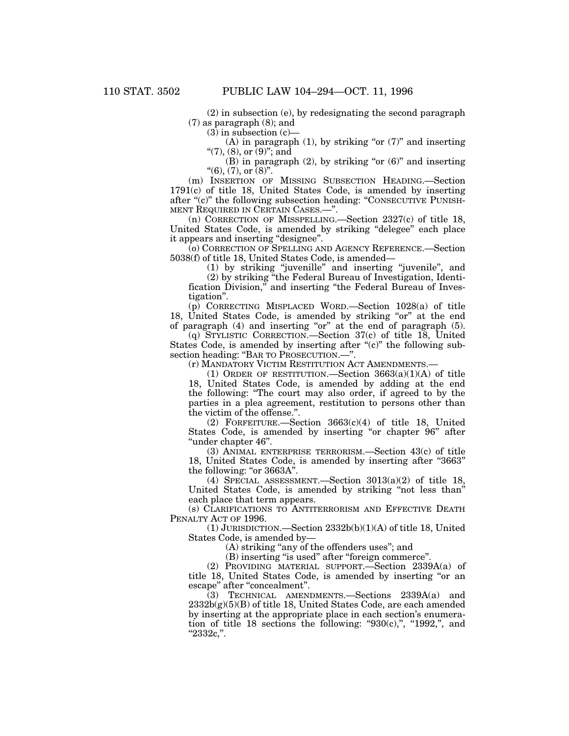(2) in subsection (e), by redesignating the second paragraph (7) as paragraph (8); and

(3) in subsection (c)—

(A) in paragraph (1), by striking "or (7)" and inserting "(7), (8), or (9)"; and

(B) in paragraph (2), by striking "or (6)" and inserting "(6), (7), or (8)".

(m) INSERTION OF MISSING SUBSECTION HEADING.—Section 1791(c) of title 18, United States Code, is amended by inserting after "(c)" the following subsection heading: "CONSECUTIVE PUNISHMENT REQUIRED IN CERTAIN CASES.—".

(n) CORRECTION OF MISSPELLING.—Section 2327(c) of title 18, United States Code, is amended by striking "delegee" each place it appears and inserting "designee".

(o) CORRECTION OF SPELLING AND AGENCY REFERENCE.—Section 5038(f) of title 18, United States Code, is amended—

(1) by striking "juvenille" and inserting "juvenile", and

(2) by striking "the Federal Bureau of Investigation, Identification Division," and inserting "the Federal Bureau of Investigation".

(p) CORRECTING MISPLACED WORD.—Section 1028(a) of title 18, United States Code, is amended by striking "or" at the end of paragraph (4) and inserting "or" at the end of paragraph (5).

(q) STYLISTIC CORRECTION.—Section 37(c) of title 18, United States Code, is amended by inserting after "(c)" the following subsection heading: "BAR TO PROSECUTION.—".

(r) MANDATORY VICTIM RESTITUTION ACT AMENDMENTS.—

(1) ORDER OF RESTITUTION.—Section 3663(a)(1)(A) of title 18, United States Code, is amended by adding at the end the following: "The court may also order, if agreed to by the parties in a plea agreement, restitution to persons other than the victim of the offense.".

(2) FORFEITURE.—Section 3663(c)(4) of title 18, United States Code, is amended by inserting "or chapter 96" after "under chapter 46".

(3) ANIMAL ENTERPRISE TERRORISM.—Section 43(c) of title 18, United States Code, is amended by inserting after "3663" the following: "or 3663A".

(4) SPECIAL ASSESSMENT.—Section 3013(a)(2) of title 18, United States Code, is amended by striking "not less than" each place that term appears.

(s) CLARIFICATIONS TO ANTITERRORISM AND EFFECTIVE DEATH PENALTY ACT OF 1996.

(1) JURISDICTION.—Section 2332b(b)(1)(A) of title 18, United States Code, is amended by—

(A) striking "any of the offenders uses"; and

(B) inserting "is used" after "foreign commerce".

(2) PROVIDING MATERIAL SUPPORT.—Section 2339A(a) of title 18, United States Code, is amended by inserting "or an escape" after "concealment".

(3) TECHNICAL AMENDMENTS.—Sections 2339A(a) and 2332b(g)(5)(B) of title 18, United States Code, are each amended by inserting at the appropriate place in each section's enumeration of title 18 sections the following: "930(c),", "1992,", and "2332c,".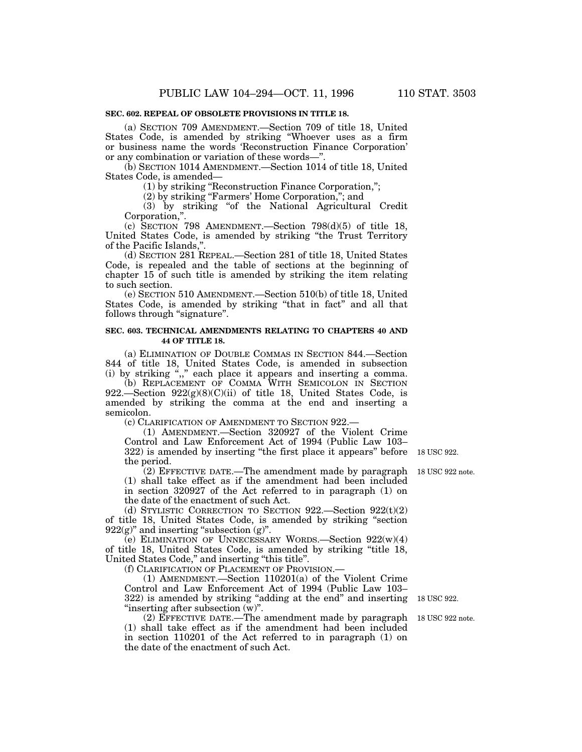**SEC. 602. REPEAL OF OBSOLETE PROVISIONS IN TITLE 18.**

(a) SECTION 709 AMENDMENT.—Section 709 of title 18, United States Code, is amended by striking "Whoever uses as a firm or business name the words 'Reconstruction Finance Corporation' or any combination or variation of these words—".

(b) SECTION 1014 AMENDMENT.—Section 1014 of title 18, United States Code, is amended—

(1) by striking "Reconstruction Finance Corporation,";

(2) by striking "Farmers' Home Corporation,"; and

(3) by striking "of the National Agricultural Credit Corporation,".

(c) SECTION 798 AMENDMENT.—Section 798(d)(5) of title 18, United States Code, is amended by striking "the Trust Territory of the Pacific Islands,".

(d) SECTION 281 REPEAL.—Section 281 of title 18, United States Code, is repealed and the table of sections at the beginning of chapter 15 of such title is amended by striking the item relating to such section.

(e) SECTION 510 AMENDMENT.—Section 510(b) of title 18, United States Code, is amended by striking "that in fact" and all that follows through "signature".

**SEC. 603. TECHNICAL AMENDMENTS RELATING TO CHAPTERS 40 AND 44 OF TITLE 18.**

(a) ELIMINATION OF DOUBLE COMMAS IN SECTION 844.—Section 844 of title 18, United States Code, is amended in subsection (i) by striking ",," each place it appears and inserting a comma.

(b) REPLACEMENT OF COMMA WITH SEMICOLON IN SECTION 922.—Section 922(g)(8)(C)(ii) of title 18, United States Code, is amended by striking the comma at the end and inserting a semicolon.

(c) CLARIFICATION OF AMENDMENT TO SECTION 922.—

(1) AMENDMENT.—Section 320927 of the Violent Crime Control and Law Enforcement Act of 1994 (Public Law 103–322) is amended by inserting "the first place it appears" before the period.

18 USC 922.

(2) EFFECTIVE DATE.—The amendment made by paragraph (1) shall take effect as if the amendment had been included in section 320927 of the Act referred to in paragraph (1) on the date of the enactment of such Act.

18 USC 922 note.

(d) STYLISTIC CORRECTION TO SECTION 922.—Section 922(t)(2) of title 18, United States Code, is amended by striking "section 922(g)" and inserting "subsection (g)".

(e) ELIMINATION OF UNNECESSARY WORDS.—Section 922(w)(4) of title 18, United States Code, is amended by striking "title 18, United States Code," and inserting "this title".

(f) CLARIFICATION OF PLACEMENT OF PROVISION.—

(1) AMENDMENT.—Section 110201(a) of the Violent Crime Control and Law Enforcement Act of 1994 (Public Law 103–322) is amended by striking "adding at the end" and inserting "inserting after subsection (w)".

18 USC 922.

(2) EFFECTIVE DATE.—The amendment made by paragraph (1) shall take effect as if the amendment had been included in section 110201 of the Act referred to in paragraph (1) on the date of the enactment of such Act.

18 USC 922 note.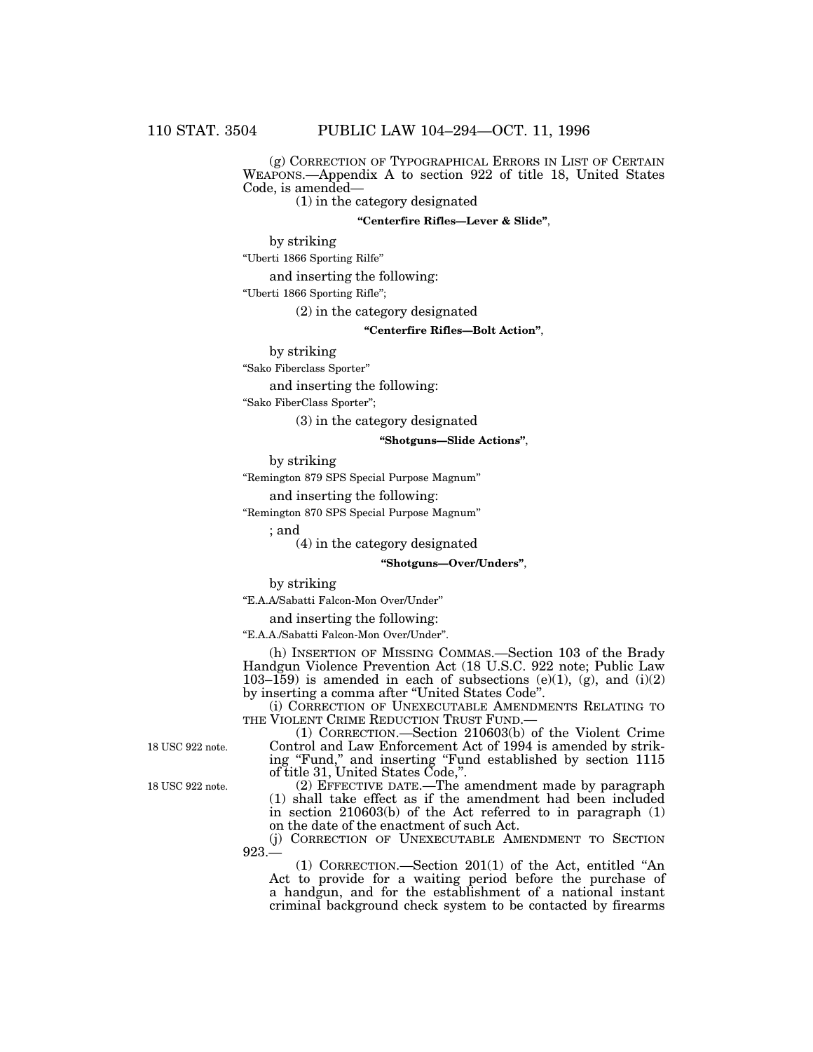(g) CORRECTION OF TYPOGRAPHICAL ERRORS IN LIST OF CERTAIN WEAPONS.—Appendix A to section 922 of title 18, United States Code, is amended—

(1) in the category designated

**"Centerfire Rifles—Lever & Slide"**,

by striking

"Uberti 1866 Sporting Rilfe"

and inserting the following:

"Uberti 1866 Sporting Rifle";

(2) in the category designated

**"Centerfire Rifles—Bolt Action"**,

by striking

"Sako Fiberclass Sporter"

and inserting the following:

"Sako FiberClass Sporter";

(3) in the category designated

**"Shotguns—Slide Actions"**,

by striking

"Remington 879 SPS Special Purpose Magnum"

and inserting the following:

"Remington 870 SPS Special Purpose Magnum"

; and

(4) in the category designated

**"Shotguns—Over/Unders"**,

by striking

"E.A.A/Sabatti Falcon-Mon Over/Under"

and inserting the following:

"E.A.A./Sabatti Falcon-Mon Over/Under".

(h) INSERTION OF MISSING COMMAS.—Section 103 of the Brady Handgun Violence Prevention Act (18 U.S.C. 922 note; Public Law 103–159) is amended in each of subsections (e)(1), (g), and (i)(2) by inserting a comma after "United States Code".

(i) CORRECTION OF UNEXECUTABLE AMENDMENTS RELATING TO THE VIOLENT CRIME REDUCTION TRUST FUND.—

18 USC 922 note.

(1) CORRECTION.—Section 210603(b) of the Violent Crime Control and Law Enforcement Act of 1994 is amended by striking "Fund," and inserting "Fund established by section 1115 of title 31, United States Code,".

18 USC 922 note.

(2) EFFECTIVE DATE.—The amendment made by paragraph (1) shall take effect as if the amendment had been included in section 210603(b) of the Act referred to in paragraph (1) on the date of the enactment of such Act.

(j) CORRECTION OF UNEXECUTABLE AMENDMENT TO SECTION 923.—

(1) CORRECTION.—Section 201(1) of the Act, entitled "An Act to provide for a waiting period before the purchase of a handgun, and for the establishment of a national instant criminal background check system to be contacted by firearms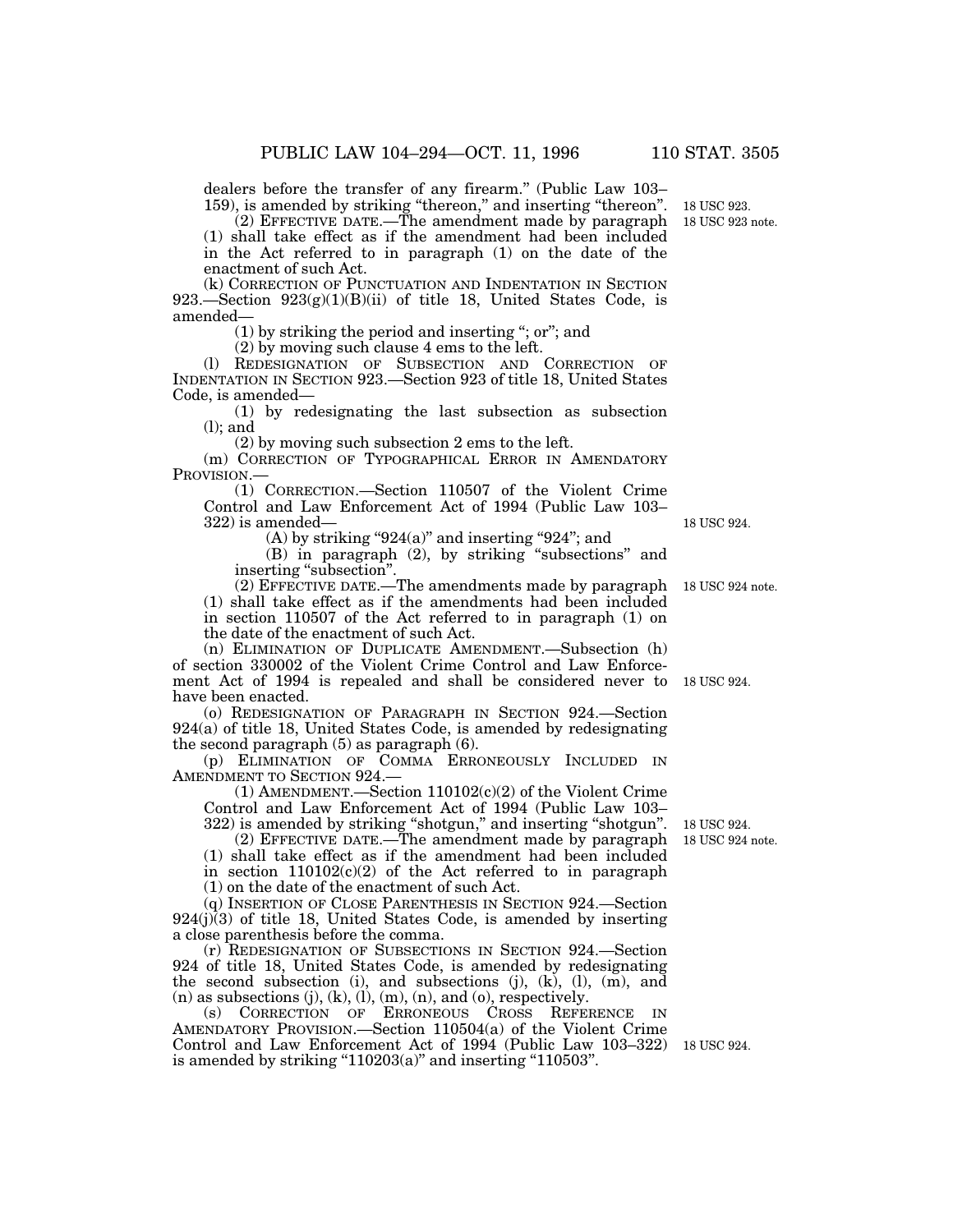dealers before the transfer of any firearm." (Public Law 103–159), is amended by striking "thereon," and inserting "thereon".

18 USC 923.

18 USC 923 note.

(2) EFFECTIVE DATE.—The amendment made by paragraph (1) shall take effect as if the amendment had been included in the Act referred to in paragraph (1) on the date of the enactment of such Act.

(k) CORRECTION OF PUNCTUATION AND INDENTATION IN SECTION 923.—Section 923(g)(1)(B)(ii) of title 18, United States Code, is amended—

(1) by striking the period and inserting "; or"; and

(2) by moving such clause 4 ems to the left.

(l) REDESIGNATION OF SUBSECTION AND CORRECTION OF INDENTATION IN SECTION 923.—Section 923 of title 18, United States Code, is amended—

(1) by redesignating the last subsection as subsection (l); and

(2) by moving such subsection 2 ems to the left.

(m) CORRECTION OF TYPOGRAPHICAL ERROR IN AMENDATORY PROVISION.—

(1) CORRECTION.—Section 110507 of the Violent Crime Control and Law Enforcement Act of 1994 (Public Law 103–322) is amended—

18 USC 924.

(A) by striking "924(a)" and inserting "924"; and

(B) in paragraph (2), by striking "subsections" and inserting "subsection".

18 USC 924 note.

(2) EFFECTIVE DATE.—The amendments made by paragraph (1) shall take effect as if the amendments had been included in section 110507 of the Act referred to in paragraph (1) on the date of the enactment of such Act.

(n) ELIMINATION OF DUPLICATE AMENDMENT.—Subsection (h) of section 330002 of the Violent Crime Control and Law Enforcement Act of 1994 is repealed and shall be considered never to have been enacted.

18 USC 924.

(o) REDESIGNATION OF PARAGRAPH IN SECTION 924.—Section 924(a) of title 18, United States Code, is amended by redesignating the second paragraph (5) as paragraph (6).

(p) ELIMINATION OF COMMA ERRONEOUSLY INCLUDED IN AMENDMENT TO SECTION 924.—

(1) AMENDMENT.—Section 110102(c)(2) of the Violent Crime Control and Law Enforcement Act of 1994 (Public Law 103–322) is amended by striking "shotgun," and inserting "shotgun".

18 USC 924.

18 USC 924 note.

(2) EFFECTIVE DATE.—The amendment made by paragraph (1) shall take effect as if the amendment had been included in section 110102(c)(2) of the Act referred to in paragraph (1) on the date of the enactment of such Act.

(q) INSERTION OF CLOSE PARENTHESIS IN SECTION 924.—Section 924(j)(3) of title 18, United States Code, is amended by inserting a close parenthesis before the comma.

(r) REDESIGNATION OF SUBSECTIONS IN SECTION 924.—Section 924 of title 18, United States Code, is amended by redesignating the second subsection (i), and subsections (j), (k), (l), (m), and (n) as subsections (j), (k), (l), (m), (n), and (o), respectively.

(s) CORRECTION OF ERRONEOUS CROSS REFERENCE IN AMENDATORY PROVISION.—Section 110504(a) of the Violent Crime Control and Law Enforcement Act of 1994 (Public Law 103–322) is amended by striking "110203(a)" and inserting "110503".

18 USC 924.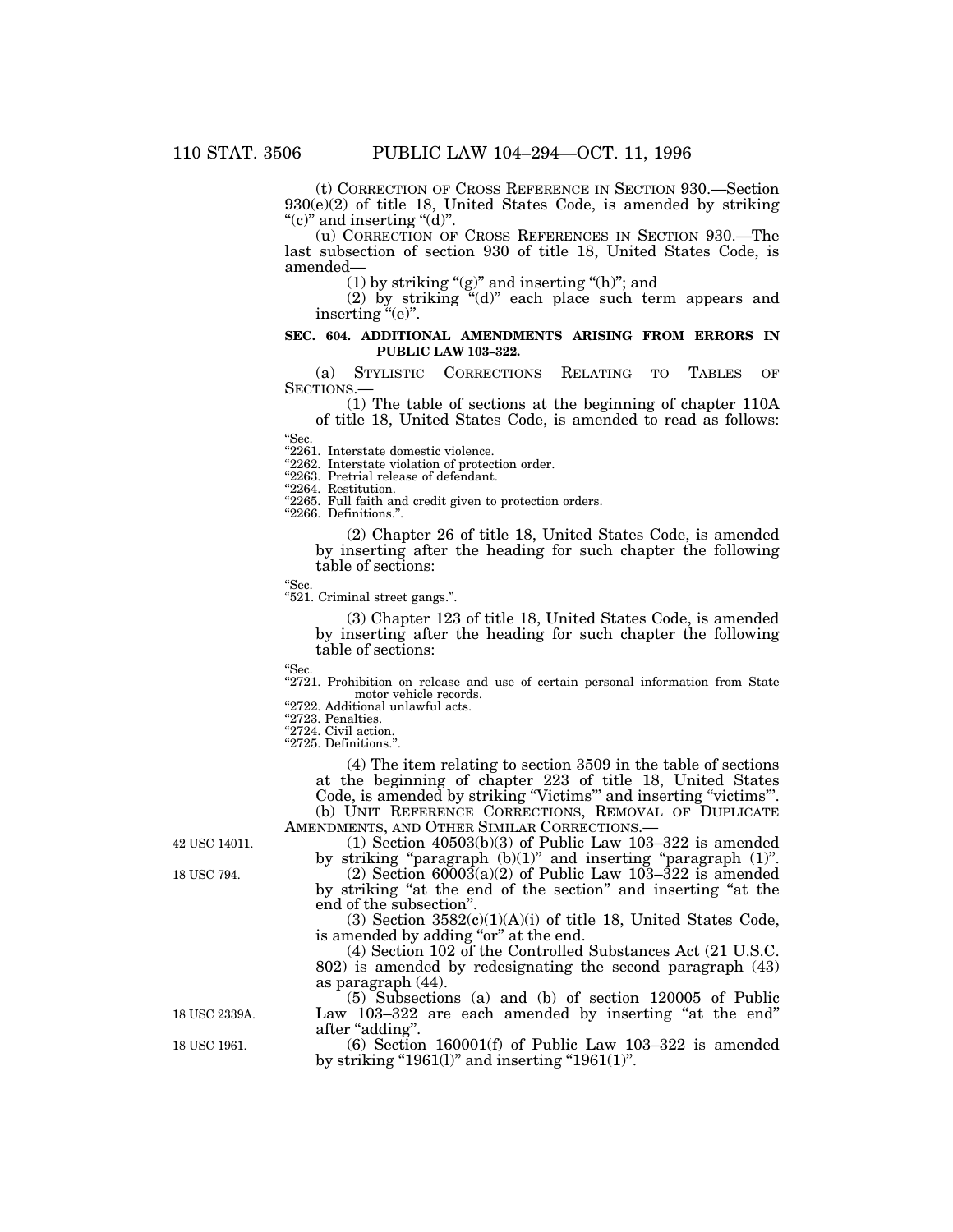(t) CORRECTION OF CROSS REFERENCE IN SECTION 930.—Section 930(e)(2) of title 18, United States Code, is amended by striking "(c)" and inserting "(d)".

(u) CORRECTION OF CROSS REFERENCES IN SECTION 930.—The last subsection of section 930 of title 18, United States Code, is amended—

(1) by striking "(g)" and inserting "(h)"; and

(2) by striking "(d)" each place such term appears and inserting "(e)".

**SEC. 604. ADDITIONAL AMENDMENTS ARISING FROM ERRORS IN PUBLIC LAW 103–322.**

(a) STYLISTIC CORRECTIONS RELATING TO TABLES OF SECTIONS.—

(1) The table of sections at the beginning of chapter 110A of title 18, United States Code, is amended to read as follows:

"Sec.
"2261. Interstate domestic violence.
"2262. Interstate violation of protection order.
"2263. Pretrial release of defendant.
"2264. Restitution.
"2265. Full faith and credit given to protection orders.
"2266. Definitions.".

(2) Chapter 26 of title 18, United States Code, is amended by inserting after the heading for such chapter the following table of sections:

"Sec.
"521. Criminal street gangs.".

(3) Chapter 123 of title 18, United States Code, is amended by inserting after the heading for such chapter the following table of sections:

"Sec.
"2721. Prohibition on release and use of certain personal information from State motor vehicle records.
"2722. Additional unlawful acts.
"2723. Penalties.
"2724. Civil action.
"2725. Definitions.".

(4) The item relating to section 3509 in the table of sections at the beginning of chapter 223 of title 18, United States Code, is amended by striking "Victims'" and inserting "victims'".

(b) UNIT REFERENCE CORRECTIONS, REMOVAL OF DUPLICATE AMENDMENTS, AND OTHER SIMILAR CORRECTIONS.—

42 USC 14011.

(1) Section 40503(b)(3) of Public Law 103–322 is amended by striking "paragraph (b)(1)" and inserting "paragraph (1)".

18 USC 794.

(2) Section 60003(a)(2) of Public Law 103–322 is amended by striking "at the end of the section" and inserting "at the end of the subsection".

(3) Section 3582(c)(1)(A)(i) of title 18, United States Code, is amended by adding "or" at the end.

(4) Section 102 of the Controlled Substances Act (21 U.S.C. 802) is amended by redesignating the second paragraph (43) as paragraph (44).

18 USC 2339A.

(5) Subsections (a) and (b) of section 120005 of Public Law 103–322 are each amended by inserting "at the end" after "adding".

18 USC 1961.

(6) Section 160001(f) of Public Law 103–322 is amended by striking "1961(l)" and inserting "1961(1)".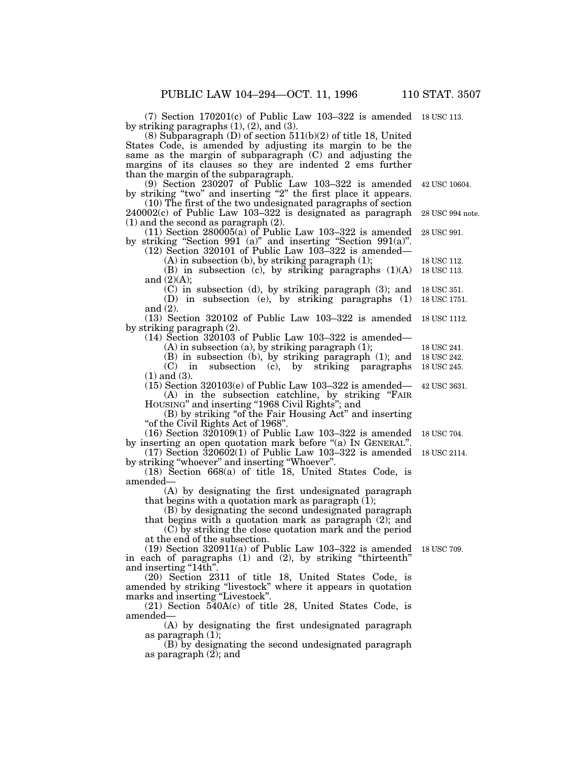(7) Section 170201(c) of Public Law 103–322 is amended by striking paragraphs (1), (2), and (3). 18 USC 113.

(8) Subparagraph (D) of section 511(b)(2) of title 18, United States Code, is amended by adjusting its margin to be the same as the margin of subparagraph (C) and adjusting the margins of its clauses so they are indented 2 ems further than the margin of the subparagraph.

(9) Section 230207 of Public Law 103–322 is amended by striking "two" and inserting "2" the first place it appears. 42 USC 10604.

(10) The first of the two undesignated paragraphs of section 240002(c) of Public Law 103–322 is designated as paragraph (1) and the second as paragraph (2). 28 USC 994 note.

(11) Section 280005(a) of Public Law 103–322 is amended by striking "Section 991 (a)" and inserting "Section 991(a)". 28 USC 991.

(12) Section 320101 of Public Law 103–322 is amended—

(A) in subsection (b), by striking paragraph (1); 18 USC 112.

(B) in subsection (c), by striking paragraphs (1)(A) and (2)(A); 18 USC 113.

(C) in subsection (d), by striking paragraph (3); and 18 USC 351.

(D) in subsection (e), by striking paragraphs (1) and (2). 18 USC 1751.

(13) Section 320102 of Public Law 103–322 is amended by striking paragraph (2). 18 USC 1112.

(14) Section 320103 of Public Law 103–322 is amended—

(A) in subsection (a), by striking paragraph (1); 18 USC 241.

(B) in subsection (b), by striking paragraph (1); and 18 USC 242.

(C) in subsection (c), by striking paragraphs (1) and (3). 18 USC 245.

(15) Section 320103(e) of Public Law 103–322 is amended— 42 USC 3631.

(A) in the subsection catchline, by striking "FAIR HOUSING" and inserting "1968 Civil Rights"; and

(B) by striking "of the Fair Housing Act" and inserting "of the Civil Rights Act of 1968".

(16) Section 320109(1) of Public Law 103–322 is amended by inserting an open quotation mark before "(a) IN GENERAL". 18 USC 704.

(17) Section 320602(1) of Public Law 103–322 is amended by striking "whoever" and inserting "Whoever". 18 USC 2114.

(18) Section 668(a) of title 18, United States Code, is amended—

(A) by designating the first undesignated paragraph that begins with a quotation mark as paragraph (1);

(B) by designating the second undesignated paragraph that begins with a quotation mark as paragraph (2); and

(C) by striking the close quotation mark and the period at the end of the subsection.

(19) Section 320911(a) of Public Law 103–322 is amended in each of paragraphs (1) and (2), by striking "thirteenth" and inserting "14th". 18 USC 709.

(20) Section 2311 of title 18, United States Code, is amended by striking "livestock" where it appears in quotation marks and inserting "Livestock".

(21) Section 540A(c) of title 28, United States Code, is amended—

(A) by designating the first undesignated paragraph as paragraph (1);

(B) by designating the second undesignated paragraph as paragraph (2); and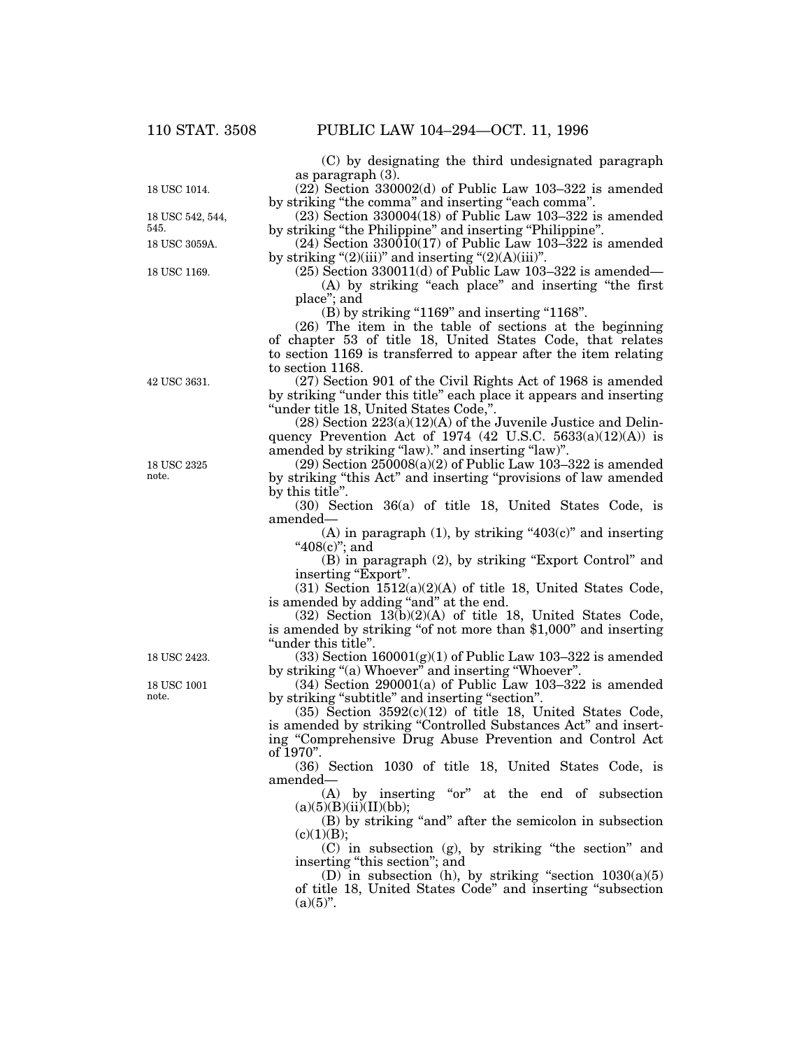(C) by designating the third undesignated paragraph as paragraph (3).

18 USC 1014.

(22) Section 330002(d) of Public Law 103–322 is amended by striking "the comma" and inserting "each comma".

18 USC 542, 544, 545.

(23) Section 330004(18) of Public Law 103–322 is amended by striking "the Philippine" and inserting "Philippine".

18 USC 3059A.

(24) Section 330010(17) of Public Law 103–322 is amended by striking "(2)(iii)" and inserting "(2)(A)(iii)".

18 USC 1169.

(25) Section 330011(d) of Public Law 103–322 is amended—

(A) by striking "each place" and inserting "the first place"; and

(B) by striking "1169" and inserting "1168".

(26) The item in the table of sections at the beginning of chapter 53 of title 18, United States Code, that relates to section 1169 is transferred to appear after the item relating to section 1168.

42 USC 3631.

(27) Section 901 of the Civil Rights Act of 1968 is amended by striking "under this title" each place it appears and inserting "under title 18, United States Code,".

(28) Section 223(a)(12)(A) of the Juvenile Justice and Delinquency Prevention Act of 1974 (42 U.S.C. 5633(a)(12)(A)) is amended by striking "law)." and inserting "law)".

18 USC 2325 note.

(29) Section 250008(a)(2) of Public Law 103–322 is amended by striking "this Act" and inserting "provisions of law amended by this title".

(30) Section 36(a) of title 18, United States Code, is amended—

(A) in paragraph (1), by striking "403(c)" and inserting "408(c)"; and

(B) in paragraph (2), by striking "Export Control" and inserting "Export".

(31) Section 1512(a)(2)(A) of title 18, United States Code, is amended by adding "and" at the end.

(32) Section 13(b)(2)(A) of title 18, United States Code, is amended by striking "of not more than $1,000" and inserting "under this title".

18 USC 2423.

(33) Section 160001(g)(1) of Public Law 103–322 is amended by striking "(a) Whoever" and inserting "Whoever".

18 USC 1001 note.

(34) Section 290001(a) of Public Law 103–322 is amended by striking "subtitle" and inserting "section".

(35) Section 3592(c)(12) of title 18, United States Code, is amended by striking "Controlled Substances Act" and inserting "Comprehensive Drug Abuse Prevention and Control Act of 1970".

(36) Section 1030 of title 18, United States Code, is amended—

(A) by inserting "or" at the end of subsection (a)(5)(B)(ii)(II)(bb);

(B) by striking "and" after the semicolon in subsection (c)(1)(B);

(C) in subsection (g), by striking "the section" and inserting "this section"; and

(D) in subsection (h), by striking "section 1030(a)(5) of title 18, United States Code" and inserting "subsection (a)(5)".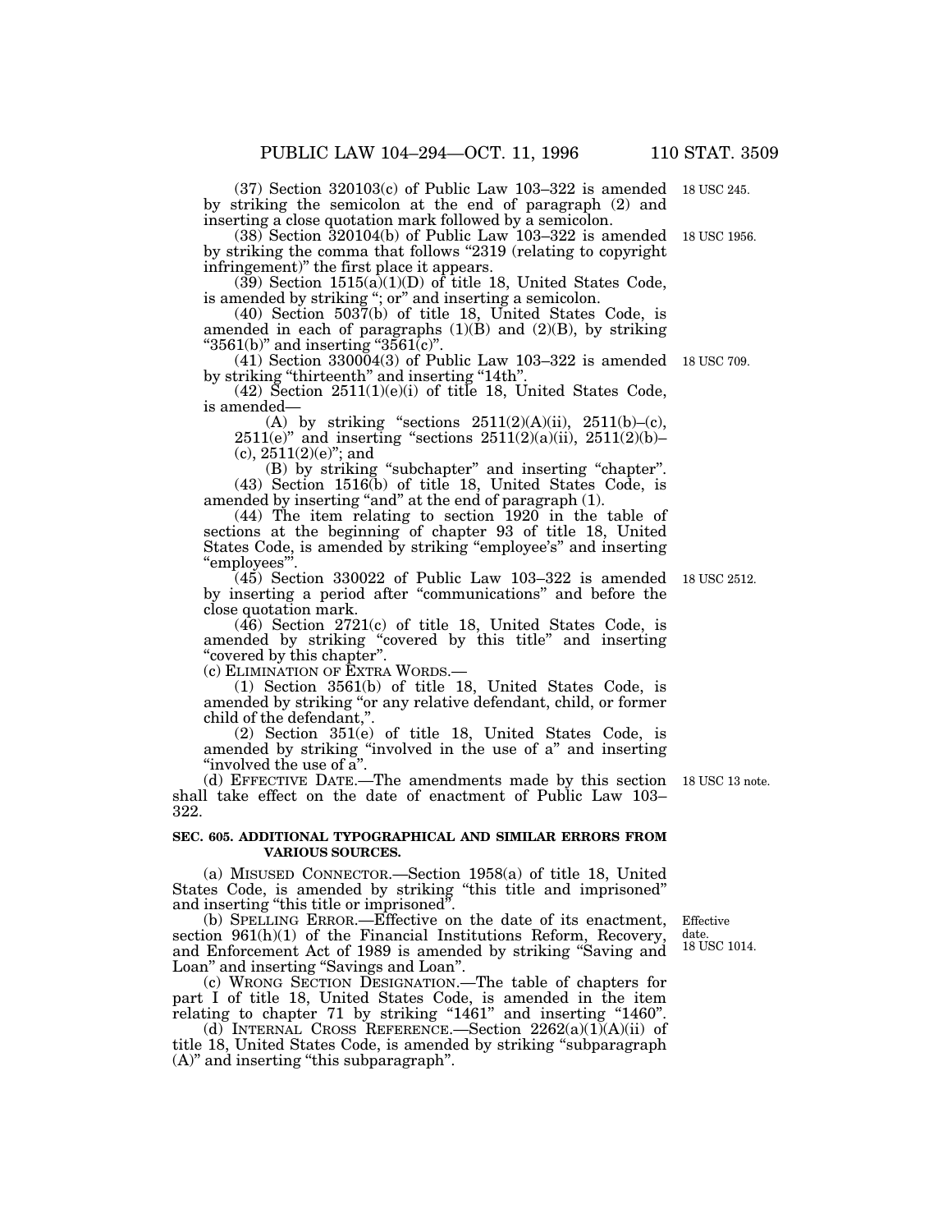(37) Section 320103(c) of Public Law 103–322 is amended by striking the semicolon at the end of paragraph (2) and inserting a close quotation mark followed by a semicolon. 18 USC 245.

(38) Section 320104(b) of Public Law 103–322 is amended by striking the comma that follows "2319 (relating to copyright infringement)" the first place it appears. 18 USC 1956.

(39) Section 1515(a)(1)(D) of title 18, United States Code, is amended by striking "; or" and inserting a semicolon.

(40) Section 5037(b) of title 18, United States Code, is amended in each of paragraphs (1)(B) and (2)(B), by striking "3561(b)" and inserting "3561(c)".

(41) Section 330004(3) of Public Law 103–322 is amended by striking "thirteenth" and inserting "14th". 18 USC 709.

(42) Section 2511(1)(e)(i) of title 18, United States Code, is amended—

(A) by striking "sections 2511(2)(A)(ii), 2511(b)–(c), 2511(e)" and inserting "sections 2511(2)(a)(ii), 2511(2)(b)–(c), 2511(2)(e)"; and

(B) by striking "subchapter" and inserting "chapter".

(43) Section 1516(b) of title 18, United States Code, is amended by inserting "and" at the end of paragraph (1).

(44) The item relating to section 1920 in the table of sections at the beginning of chapter 93 of title 18, United States Code, is amended by striking "employee's" and inserting "employees'".

(45) Section 330022 of Public Law 103–322 is amended by inserting a period after "communications" and before the close quotation mark. 18 USC 2512.

(46) Section 2721(c) of title 18, United States Code, is amended by striking "covered by this title" and inserting "covered by this chapter".

(c) ELIMINATION OF EXTRA WORDS.—

(1) Section 3561(b) of title 18, United States Code, is amended by striking "or any relative defendant, child, or former child of the defendant,".

(2) Section 351(e) of title 18, United States Code, is amended by striking "involved in the use of a" and inserting "involved the use of a".

(d) EFFECTIVE DATE.—The amendments made by this section shall take effect on the date of enactment of Public Law 103–322. 18 USC 13 note.

**SEC. 605. ADDITIONAL TYPOGRAPHICAL AND SIMILAR ERRORS FROM VARIOUS SOURCES.**

(a) MISUSED CONNECTOR.—Section 1958(a) of title 18, United States Code, is amended by striking "this title and imprisoned" and inserting "this title or imprisoned".

(b) SPELLING ERROR.—Effective on the date of its enactment, section 961(h)(1) of the Financial Institutions Reform, Recovery, and Enforcement Act of 1989 is amended by striking "Saving and Loan" and inserting "Savings and Loan". Effective date. 18 USC 1014.

(c) WRONG SECTION DESIGNATION.—The table of chapters for part I of title 18, United States Code, is amended in the item relating to chapter 71 by striking "1461" and inserting "1460".

(d) INTERNAL CROSS REFERENCE.—Section 2262(a)(1)(A)(ii) of title 18, United States Code, is amended by striking "subparagraph (A)" and inserting "this subparagraph".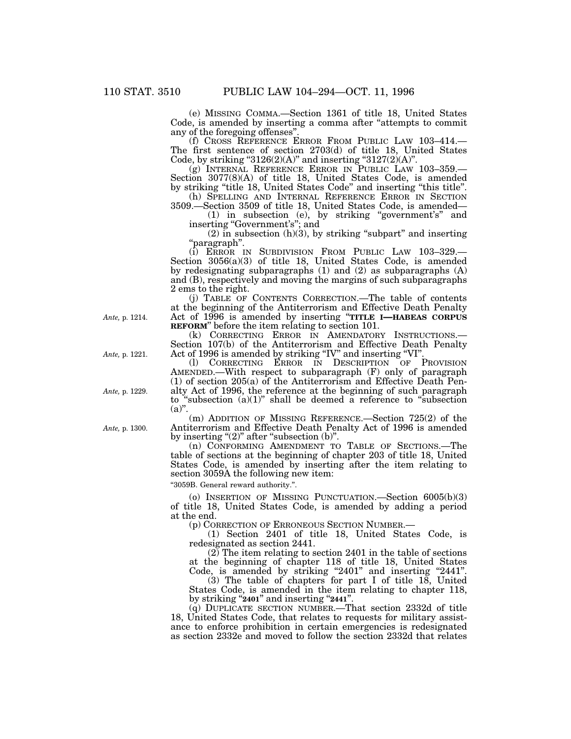(e) MISSING COMMA.—Section 1361 of title 18, United States Code, is amended by inserting a comma after "attempts to commit any of the foregoing offenses".

(f) CROSS REFERENCE ERROR FROM PUBLIC LAW 103–414.—The first sentence of section 2703(d) of title 18, United States Code, by striking "3126(2)(A)" and inserting "3127(2)(A)".

(g) INTERNAL REFERENCE ERROR IN PUBLIC LAW 103–359.—Section 3077(8)(A) of title 18, United States Code, is amended by striking "title 18, United States Code" and inserting "this title".

(h) SPELLING AND INTERNAL REFERENCE ERROR IN SECTION 3509.—Section 3509 of title 18, United States Code, is amended—

(1) in subsection (e), by striking "government's" and inserting "Government's"; and

(2) in subsection (h)(3), by striking "subpart" and inserting "paragraph".

(i) ERROR IN SUBDIVISION FROM PUBLIC LAW 103–329.—Section 3056(a)(3) of title 18, United States Code, is amended by redesignating subparagraphs (1) and (2) as subparagraphs (A) and (B), respectively and moving the margins of such subparagraphs 2 ems to the right.

(j) TABLE OF CONTENTS CORRECTION.—The table of contents at the beginning of the Antiterrorism and Effective Death Penalty Act of 1996 is amended by inserting "**TITLE I—HABEAS CORPUS REFORM**" before the item relating to section 101.

*Ante*, p. 1214.

(k) CORRECTING ERROR IN AMENDATORY INSTRUCTIONS.—Section 107(b) of the Antiterrorism and Effective Death Penalty Act of 1996 is amended by striking "IV" and inserting "VI".

*Ante*, p. 1221.

(l) CORRECTING ERROR IN DESCRIPTION OF PROVISION AMENDED.—With respect to subparagraph (F) only of paragraph (1) of section 205(a) of the Antiterrorism and Effective Death Penalty Act of 1996, the reference at the beginning of such paragraph to "subsection (a)(1)" shall be deemed a reference to "subsection (a)".

*Ante*, p. 1229.

(m) ADDITION OF MISSING REFERENCE.—Section 725(2) of the Antiterrorism and Effective Death Penalty Act of 1996 is amended by inserting "(2)" after "subsection (b)".

*Ante*, p. 1300.

(n) CONFORMING AMENDMENT TO TABLE OF SECTIONS.—The table of sections at the beginning of chapter 203 of title 18, United States Code, is amended by inserting after the item relating to section 3059A the following new item:

"3059B. General reward authority.".

(o) INSERTION OF MISSING PUNCTUATION.—Section 6005(b)(3) of title 18, United States Code, is amended by adding a period at the end.

(p) CORRECTION OF ERRONEOUS SECTION NUMBER.—

(1) Section 2401 of title 18, United States Code, is redesignated as section 2441.

(2) The item relating to section 2401 in the table of sections at the beginning of chapter 118 of title 18, United States Code, is amended by striking "2401" and inserting "2441".

(3) The table of chapters for part I of title 18, United States Code, is amended in the item relating to chapter 118, by striking "**2401**" and inserting "**2441**".

(q) DUPLICATE SECTION NUMBER.—That section 2332d of title 18, United States Code, that relates to requests for military assistance to enforce prohibition in certain emergencies is redesignated as section 2332e and moved to follow the section 2332d that relates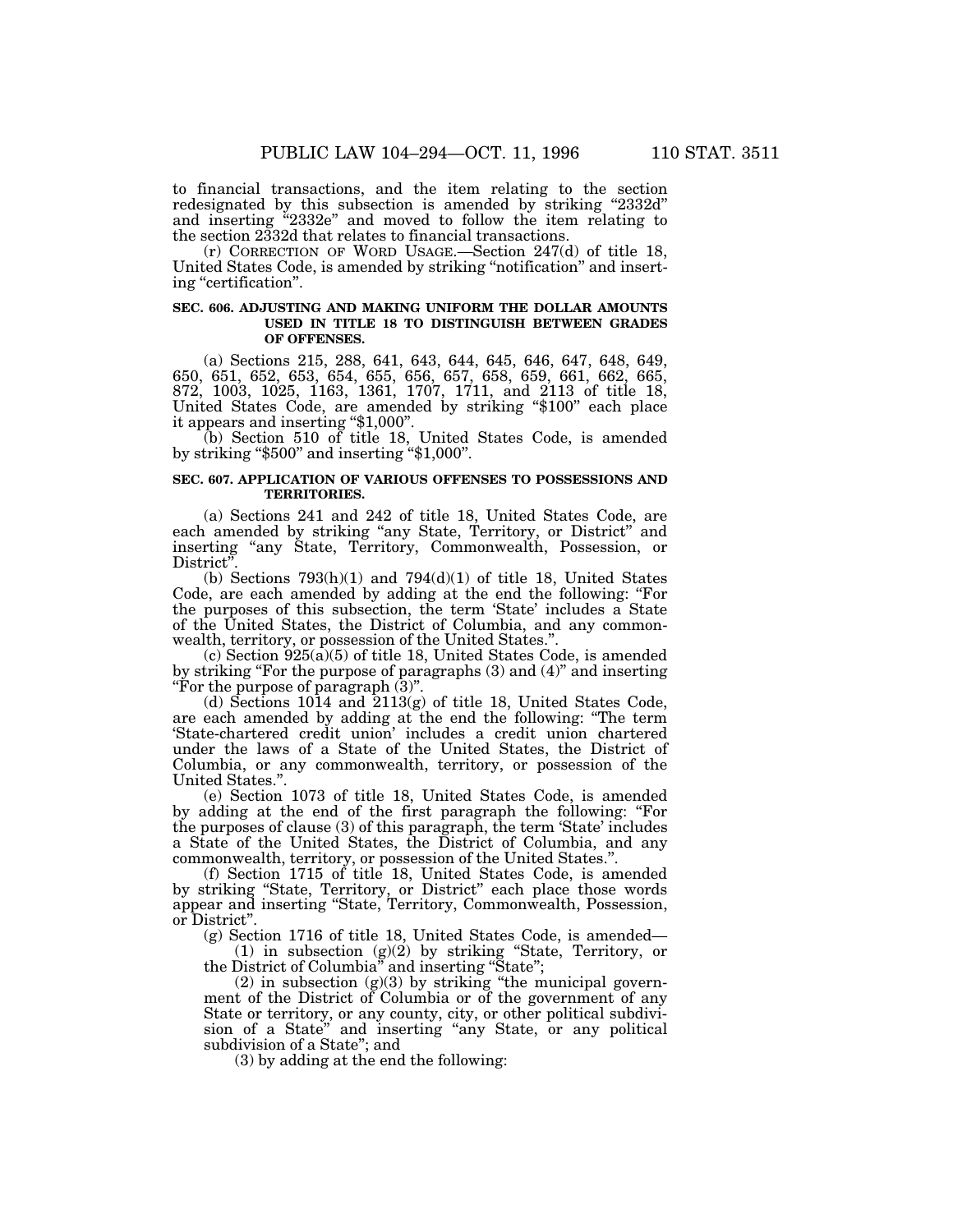to financial transactions, and the item relating to the section redesignated by this subsection is amended by striking "2332d" and inserting "2332e" and moved to follow the item relating to the section 2332d that relates to financial transactions.

(r) CORRECTION OF WORD USAGE.—Section 247(d) of title 18, United States Code, is amended by striking "notification" and inserting "certification".

**SEC. 606. ADJUSTING AND MAKING UNIFORM THE DOLLAR AMOUNTS USED IN TITLE 18 TO DISTINGUISH BETWEEN GRADES OF OFFENSES.**

(a) Sections 215, 288, 641, 643, 644, 645, 646, 647, 648, 649, 650, 651, 652, 653, 654, 655, 656, 657, 658, 659, 661, 662, 665, 872, 1003, 1025, 1163, 1361, 1707, 1711, and 2113 of title 18, United States Code, are amended by striking "$100" each place it appears and inserting "$1,000".

(b) Section 510 of title 18, United States Code, is amended by striking "$500" and inserting "$1,000".

**SEC. 607. APPLICATION OF VARIOUS OFFENSES TO POSSESSIONS AND TERRITORIES.**

(a) Sections 241 and 242 of title 18, United States Code, are each amended by striking "any State, Territory, or District" and inserting "any State, Territory, Commonwealth, Possession, or District".

(b) Sections 793(h)(1) and 794(d)(1) of title 18, United States Code, are each amended by adding at the end the following: "For the purposes of this subsection, the term 'State' includes a State of the United States, the District of Columbia, and any commonwealth, territory, or possession of the United States.".

(c) Section 925(a)(5) of title 18, United States Code, is amended by striking "For the purpose of paragraphs (3) and (4)" and inserting "For the purpose of paragraph (3)".

(d) Sections 1014 and 2113(g) of title 18, United States Code, are each amended by adding at the end the following: "The term 'State-chartered credit union' includes a credit union chartered under the laws of a State of the United States, the District of Columbia, or any commonwealth, territory, or possession of the United States.".

(e) Section 1073 of title 18, United States Code, is amended by adding at the end of the first paragraph the following: "For the purposes of clause (3) of this paragraph, the term 'State' includes a State of the United States, the District of Columbia, and any commonwealth, territory, or possession of the United States.".

(f) Section 1715 of title 18, United States Code, is amended by striking "State, Territory, or District" each place those words appear and inserting "State, Territory, Commonwealth, Possession, or District".

(g) Section 1716 of title 18, United States Code, is amended—

(1) in subsection (g)(2) by striking "State, Territory, or the District of Columbia" and inserting "State";

(2) in subsection (g)(3) by striking "the municipal government of the District of Columbia or of the government of any State or territory, or any county, city, or other political subdivision of a State" and inserting "any State, or any political subdivision of a State"; and

(3) by adding at the end the following: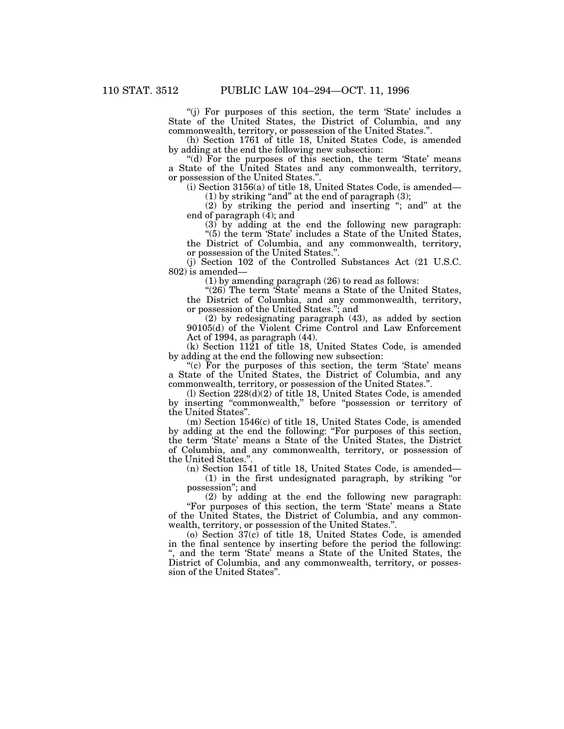"(j) For purposes of this section, the term 'State' includes a State of the United States, the District of Columbia, and any commonwealth, territory, or possession of the United States.".

(h) Section 1761 of title 18, United States Code, is amended by adding at the end the following new subsection:

"(d) For the purposes of this section, the term 'State' means a State of the United States and any commonwealth, territory, or possession of the United States.".

(i) Section 3156(a) of title 18, United States Code, is amended—

(1) by striking "and" at the end of paragraph (3);

(2) by striking the period and inserting "; and" at the end of paragraph (4); and

(3) by adding at the end the following new paragraph:

"(5) the term 'State' includes a State of the United States, the District of Columbia, and any commonwealth, territory, or possession of the United States.".

(j) Section 102 of the Controlled Substances Act (21 U.S.C. 802) is amended—

(1) by amending paragraph (26) to read as follows:

"(26) The term 'State' means a State of the United States, the District of Columbia, and any commonwealth, territory, or possession of the United States."; and

(2) by redesignating paragraph (43), as added by section 90105(d) of the Violent Crime Control and Law Enforcement Act of 1994, as paragraph (44).

(k) Section 1121 of title 18, United States Code, is amended by adding at the end the following new subsection:

"(c) For the purposes of this section, the term 'State' means a State of the United States, the District of Columbia, and any commonwealth, territory, or possession of the United States.".

(l) Section 228(d)(2) of title 18, United States Code, is amended by inserting "commonwealth," before "possession or territory of the United States".

(m) Section 1546(c) of title 18, United States Code, is amended by adding at the end the following: "For purposes of this section, the term 'State' means a State of the United States, the District of Columbia, and any commonwealth, territory, or possession of the United States.".

(n) Section 1541 of title 18, United States Code, is amended—

(1) in the first undesignated paragraph, by striking "or possession"; and

(2) by adding at the end the following new paragraph: "For purposes of this section, the term 'State' means a State of the United States, the District of Columbia, and any commonwealth, territory, or possession of the United States.".

(o) Section 37(c) of title 18, United States Code, is amended in the final sentence by inserting before the period the following: ", and the term 'State' means a State of the United States, the District of Columbia, and any commonwealth, territory, or possession of the United States".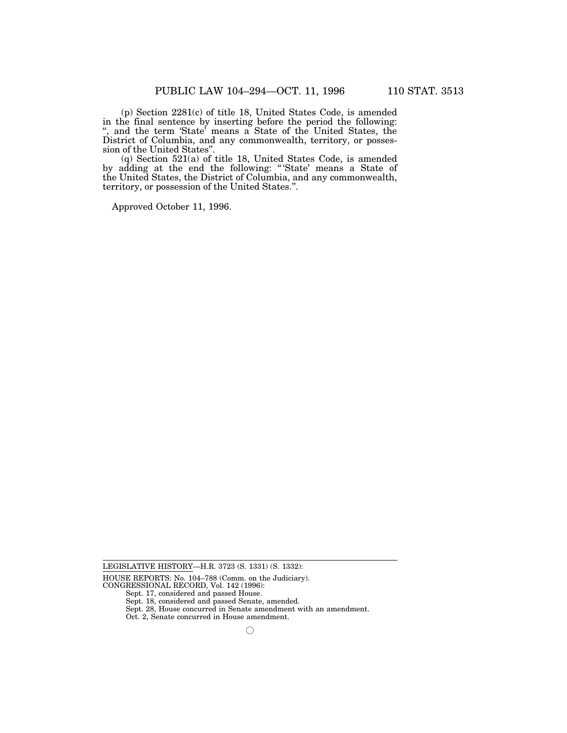(p) Section 2281(c) of title 18, United States Code, is amended in the final sentence by inserting before the period the following: ", and the term 'State' means a State of the United States, the District of Columbia, and any commonwealth, territory, or possession of the United States".

(q) Section 521(a) of title 18, United States Code, is amended by adding at the end the following: "'State' means a State of the United States, the District of Columbia, and any commonwealth, territory, or possession of the United States.".

Approved October 11, 1996.

---

LEGISLATIVE HISTORY—H.R. 3723 (S. 1331) (S. 1332):

HOUSE REPORTS: No. 104–788 (Comm. on the Judiciary).
CONGRESSIONAL RECORD, Vol. 142 (1996):
- Sept. 17, considered and passed House.
- Sept. 18, considered and passed Senate, amended.
- Sept. 28, House concurred in Senate amendment with an amendment.
- Oct. 2, Senate concurred in House amendment.

○